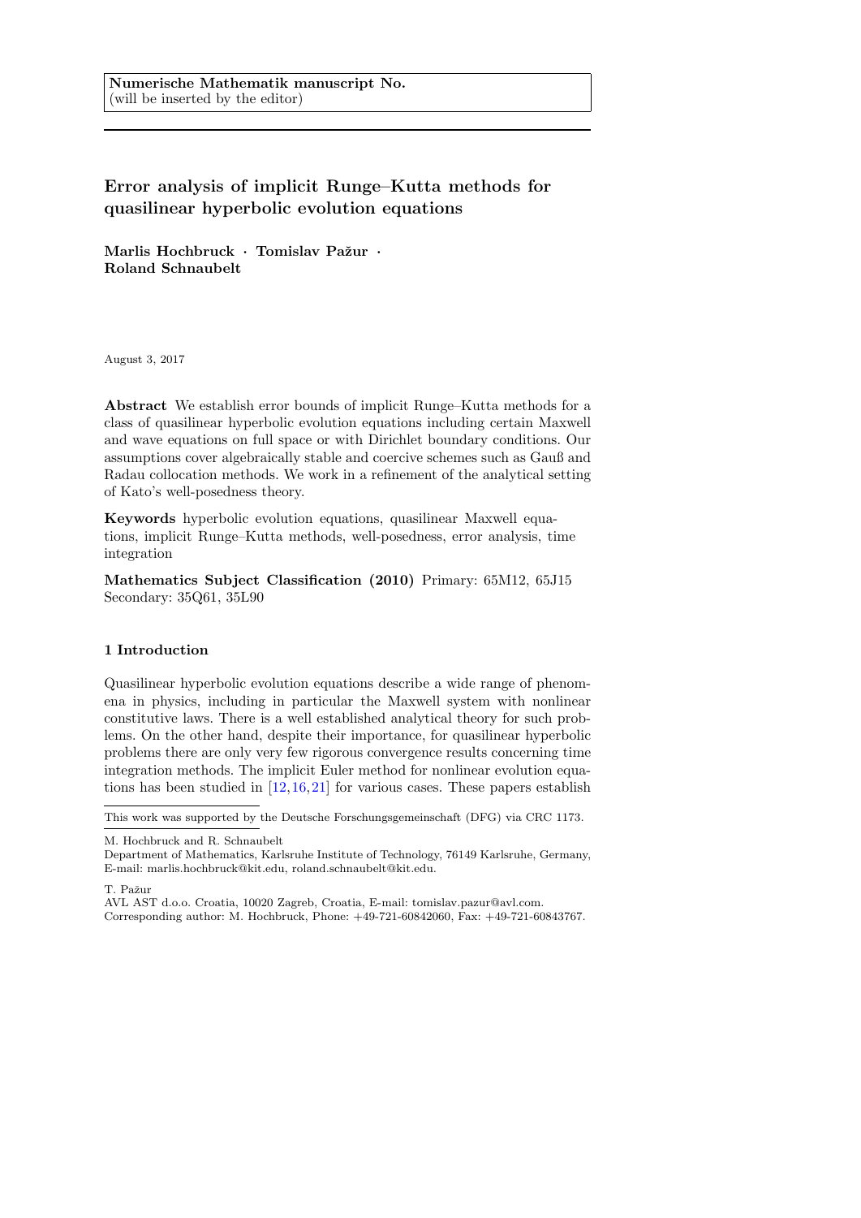**Numerische Mathematik manuscript No.**
(will be inserted by the editor)

# Error analysis of implicit Runge–Kutta methods for quasilinear hyperbolic evolution equations

**Marlis Hochbruck · Tomislav Pažur · Roland Schnaubelt**

August 3, 2017

**Abstract** We establish error bounds of implicit Runge–Kutta methods for a class of quasilinear hyperbolic evolution equations including certain Maxwell and wave equations on full space or with Dirichlet boundary conditions. Our assumptions cover algebraically stable and coercive schemes such as Gauß and Radau collocation methods. We work in a refinement of the analytical setting of Kato's well-posedness theory.

**Keywords** hyperbolic evolution equations, quasilinear Maxwell equations, implicit Runge–Kutta methods, well-posedness, error analysis, time integration

**Mathematics Subject Classification (2010)** Primary: 65M12, 65J15 Secondary: 35Q61, 35L90

## 1 Introduction

Quasilinear hyperbolic evolution equations describe a wide range of phenomena in physics, including in particular the Maxwell system with nonlinear constitutive laws. There is a well established analytical theory for such problems. On the other hand, despite their importance, for quasilinear hyperbolic problems there are only very few rigorous convergence results concerning time integration methods. The implicit Euler method for nonlinear evolution equations has been studied in [12,16,21] for various cases. These papers establish

---

This work was supported by the Deutsche Forschungsgemeinschaft (DFG) via CRC 1173.

M. Hochbruck and R. Schnaubelt
Department of Mathematics, Karlsruhe Institute of Technology, 76149 Karlsruhe, Germany, E-mail: marlis.hochbruck@kit.edu, roland.schnaubelt@kit.edu.

T. Pažur
AVL AST d.o.o. Croatia, 10020 Zagreb, Croatia, E-mail: tomislav.pazur@avl.com.
Corresponding author: M. Hochbruck, Phone: +49-721-60842060, Fax: +49-721-60843767.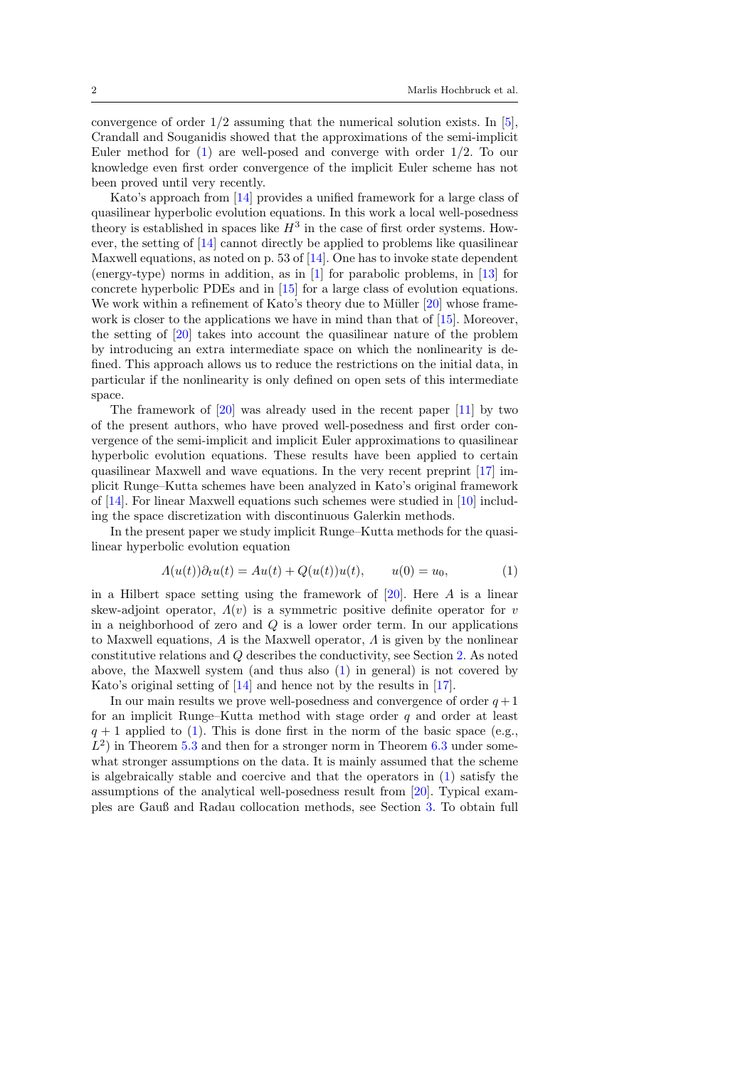convergence of order 1/2 assuming that the numerical solution exists. In [5], Crandall and Souganidis showed that the approximations of the semi-implicit Euler method for (1) are well-posed and converge with order 1/2. To our knowledge even first order convergence of the implicit Euler scheme has not been proved until very recently.

Kato's approach from [14] provides a unified framework for a large class of quasilinear hyperbolic evolution equations. In this work a local well-posedness theory is established in spaces like $H^3$ in the case of first order systems. However, the setting of [14] cannot directly be applied to problems like quasilinear Maxwell equations, as noted on p. 53 of [14]. One has to invoke state dependent (energy-type) norms in addition, as in [1] for parabolic problems, in [13] for concrete hyperbolic PDEs and in [15] for a large class of evolution equations. We work within a refinement of Kato's theory due to Müller [20] whose framework is closer to the applications we have in mind than that of [15]. Moreover, the setting of [20] takes into account the quasilinear nature of the problem by introducing an extra intermediate space on which the nonlinearity is defined. This approach allows us to reduce the restrictions on the initial data, in particular if the nonlinearity is only defined on open sets of this intermediate space.

The framework of [20] was already used in the recent paper [11] by two of the present authors, who have proved well-posedness and first order convergence of the semi-implicit and implicit Euler approximations to quasilinear hyperbolic evolution equations. These results have been applied to certain quasilinear Maxwell and wave equations. In the very recent preprint [17] implicit Runge–Kutta schemes have been analyzed in Kato's original framework of [14]. For linear Maxwell equations such schemes were studied in [10] including the space discretization with discontinuous Galerkin methods.

In the present paper we study implicit Runge–Kutta methods for the quasilinear hyperbolic evolution equation

$$\Lambda(u(t))\partial_t u(t) = Au(t) + Q(u(t))u(t), \qquad u(0) = u_0, \tag{1}$$

in a Hilbert space setting using the framework of [20]. Here $A$ is a linear skew-adjoint operator, $\Lambda(v)$ is a symmetric positive definite operator for $v$ in a neighborhood of zero and $Q$ is a lower order term. In our applications to Maxwell equations, $A$ is the Maxwell operator, $\Lambda$ is given by the nonlinear constitutive relations and $Q$ describes the conductivity, see Section 2. As noted above, the Maxwell system (and thus also (1) in general) is not covered by Kato's original setting of [14] and hence not by the results in [17].

In our main results we prove well-posedness and convergence of order $q+1$ for an implicit Runge–Kutta method with stage order $q$ and order at least $q+1$ applied to (1). This is done first in the norm of the basic space (e.g., $L^2$) in Theorem 5.3 and then for a stronger norm in Theorem 6.3 under somewhat stronger assumptions on the data. It is mainly assumed that the scheme is algebraically stable and coercive and that the operators in (1) satisfy the assumptions of the analytical well-posedness result from [20]. Typical examples are Gauß and Radau collocation methods, see Section 3. To obtain full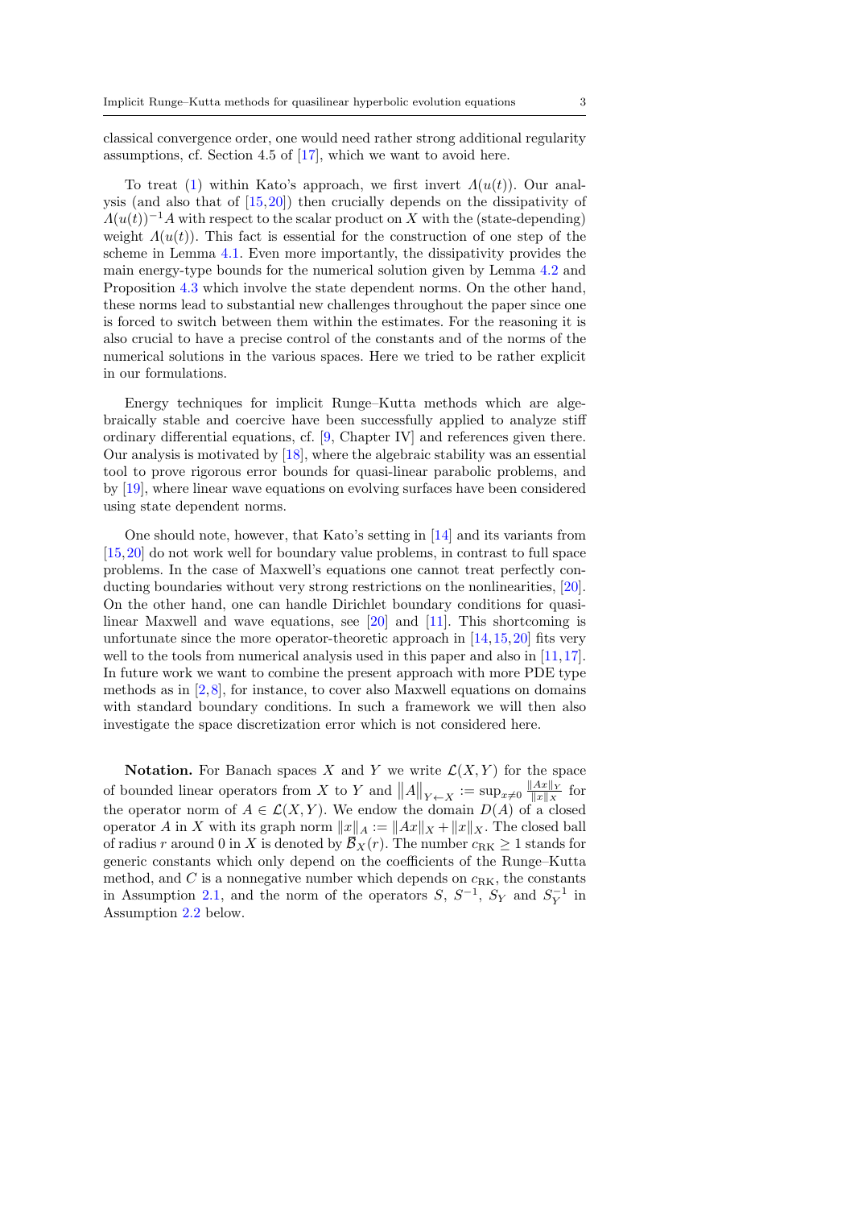classical convergence order, one would need rather strong additional regularity assumptions, cf. Section 4.5 of [17], which we want to avoid here.

To treat (1) within Kato's approach, we first invert $\Lambda(u(t))$. Our analysis (and also that of [15,20]) then crucially depends on the dissipativity of $\Lambda(u(t))^{-1}A$ with respect to the scalar product on $X$ with the (state-depending) weight $\Lambda(u(t))$. This fact is essential for the construction of one step of the scheme in Lemma 4.1. Even more importantly, the dissipativity provides the main energy-type bounds for the numerical solution given by Lemma 4.2 and Proposition 4.3 which involve the state dependent norms. On the other hand, these norms lead to substantial new challenges throughout the paper since one is forced to switch between them within the estimates. For the reasoning it is also crucial to have a precise control of the constants and of the norms of the numerical solutions in the various spaces. Here we tried to be rather explicit in our formulations.

Energy techniques for implicit Runge–Kutta methods which are algebraically stable and coercive have been successfully applied to analyze stiff ordinary differential equations, cf. [9, Chapter IV] and references given there. Our analysis is motivated by [18], where the algebraic stability was an essential tool to prove rigorous error bounds for quasi-linear parabolic problems, and by [19], where linear wave equations on evolving surfaces have been considered using state dependent norms.

One should note, however, that Kato's setting in [14] and its variants from [15,20] do not work well for boundary value problems, in contrast to full space problems. In the case of Maxwell's equations one cannot treat perfectly conducting boundaries without very strong restrictions on the nonlinearities, [20]. On the other hand, one can handle Dirichlet boundary conditions for quasilinear Maxwell and wave equations, see [20] and [11]. This shortcoming is unfortunate since the more operator-theoretic approach in [14,15,20] fits very well to the tools from numerical analysis used in this paper and also in [11,17]. In future work we want to combine the present approach with more PDE type methods as in [2,8], for instance, to cover also Maxwell equations on domains with standard boundary conditions. In such a framework we will then also investigate the space discretization error which is not considered here.

**Notation.** For Banach spaces $X$ and $Y$ we write $\mathcal{L}(X,Y)$ for the space of bounded linear operators from $X$ to $Y$ and $\|A\|_{Y \leftarrow X} := \sup_{x \neq 0} \frac{\|Ax\|_Y}{\|x\|_X}$ for the operator norm of $A \in \mathcal{L}(X,Y)$. We endow the domain $D(A)$ of a closed operator $A$ in $X$ with its graph norm $\|x\|_A := \|Ax\|_X + \|x\|_X$. The closed ball of radius $r$ around 0 in $X$ is denoted by $\overline{\mathcal{B}}_X(r)$. The number $c_{\mathrm{RK}} \geq 1$ stands for generic constants which only depend on the coefficients of the Runge–Kutta method, and $C$ is a nonnegative number which depends on $c_{\mathrm{RK}}$, the constants in Assumption 2.1, and the norm of the operators $S$, $S^{-1}$, $S_Y$ and $S_Y^{-1}$ in Assumption 2.2 below.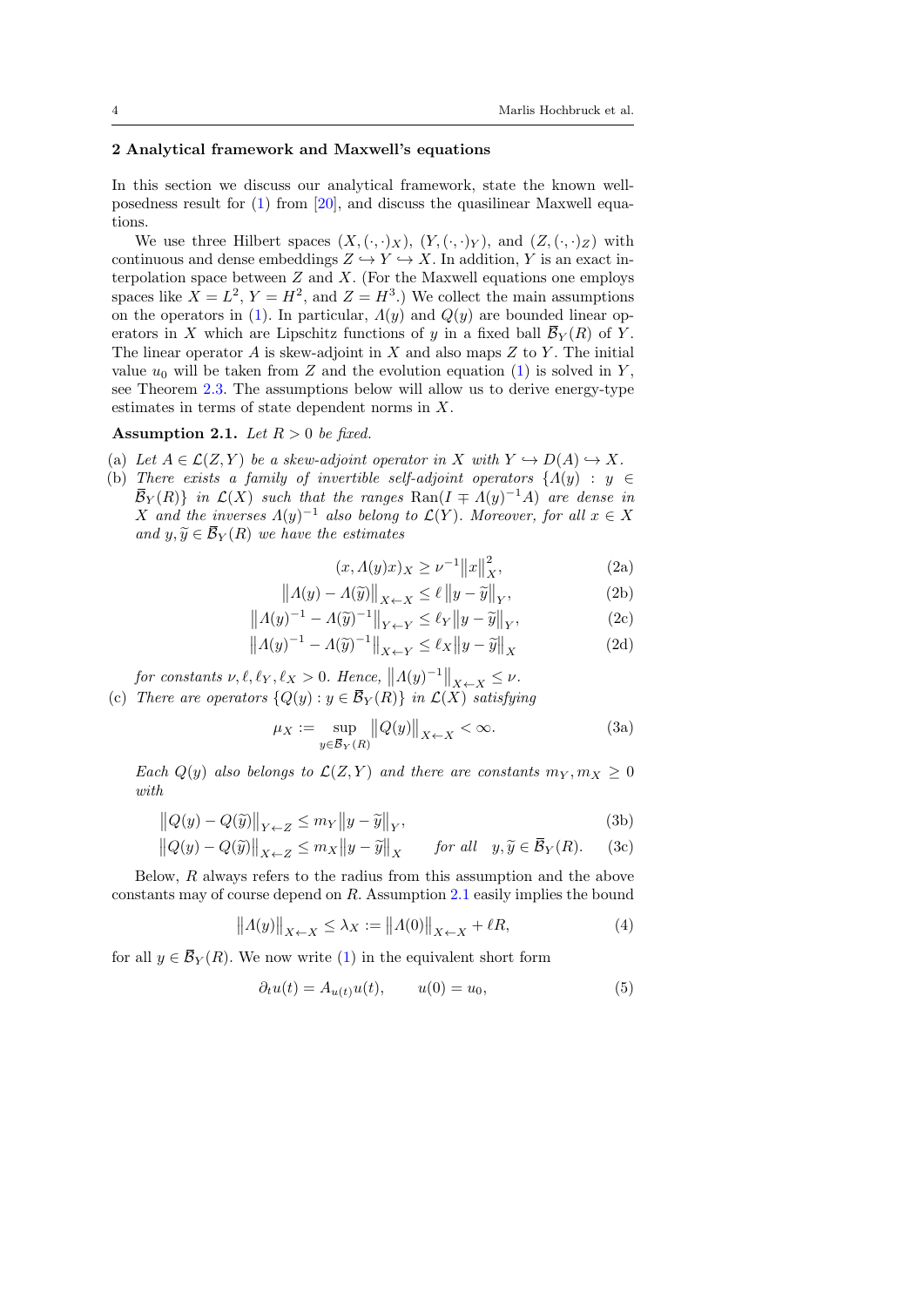## 2 Analytical framework and Maxwell's equations

In this section we discuss our analytical framework, state the known well-posedness result for (1) from [20], and discuss the quasilinear Maxwell equations.

We use three Hilbert spaces $(X, (\cdot,\cdot)_X)$, $(Y, (\cdot,\cdot)_Y)$, and $(Z, (\cdot,\cdot)_Z)$ with continuous and dense embeddings $Z \hookrightarrow Y \hookrightarrow X$. In addition, $Y$ is an exact interpolation space between $Z$ and $X$. (For the Maxwell equations one employs spaces like $X = L^2$, $Y = H^2$, and $Z = H^3$.) We collect the main assumptions on the operators in (1). In particular, $\Lambda(y)$ and $Q(y)$ are bounded linear operators in $X$ which are Lipschitz functions of $y$ in a fixed ball $\overline{\mathcal{B}}_Y(R)$ of $Y$. The linear operator $A$ is skew-adjoint in $X$ and also maps $Z$ to $Y$. The initial value $u_0$ will be taken from $Z$ and the evolution equation (1) is solved in $Y$, see Theorem 2.3. The assumptions below will allow us to derive energy-type estimates in terms of state dependent norms in $X$.

**Assumption 2.1.** *Let $R > 0$ be fixed.*

(a) *Let $A \in \mathcal{L}(Z, Y)$ be a skew-adjoint operator in $X$ with $Y \hookrightarrow D(A) \hookrightarrow X$.*

(b) *There exists a family of invertible self-adjoint operators $\{\Lambda(y) : y \in \overline{\mathcal{B}}_Y(R)\}$ in $\mathcal{L}(X)$ such that the ranges $\operatorname{Ran}(I \mp \Lambda(y)^{-1}A)$ are dense in $X$ and the inverses $\Lambda(y)^{-1}$ also belong to $\mathcal{L}(Y)$. Moreover, for all $x \in X$ and $y, \widetilde{y} \in \overline{\mathcal{B}}_Y(R)$ we have the estimates*

$$(x, \Lambda(y)x)_X \geq \nu^{-1}\|x\|_X^2, \tag{2a}$$

$$\|\Lambda(y) - \Lambda(\widetilde{y})\|_{X \leftarrow X} \leq \ell\, \|y - \widetilde{y}\|_Y, \tag{2b}$$

$$\|\Lambda(y)^{-1} - \Lambda(\widetilde{y})^{-1}\|_{Y \leftarrow Y} \leq \ell_Y \|y - \widetilde{y}\|_Y, \tag{2c}$$

$$\|\Lambda(y)^{-1} - \Lambda(\widetilde{y})^{-1}\|_{X \leftarrow Y} \leq \ell_X \|y - \widetilde{y}\|_X \tag{2d}$$

*for constants $\nu, \ell, \ell_Y, \ell_X > 0$. Hence, $\|\Lambda(y)^{-1}\|_{X \leftarrow X} \leq \nu$.*

(c) *There are operators $\{Q(y) : y \in \overline{\mathcal{B}}_Y(R)\}$ in $\mathcal{L}(X)$ satisfying*

$$\mu_X := \sup_{y \in \overline{\mathcal{B}}_Y(R)} \|Q(y)\|_{X \leftarrow X} < \infty. \tag{3a}$$

*Each $Q(y)$ also belongs to $\mathcal{L}(Z, Y)$ and there are constants $m_Y, m_X \geq 0$ with*

$$\|Q(y) - Q(\widetilde{y})\|_{Y \leftarrow Z} \leq m_Y \|y - \widetilde{y}\|_Y, \tag{3b}$$

$$\|Q(y) - Q(\widetilde{y})\|_{X \leftarrow Z} \leq m_X \|y - \widetilde{y}\|_X \qquad \text{for all} \quad y, \widetilde{y} \in \overline{\mathcal{B}}_Y(R). \tag{3c}$$

Below, $R$ always refers to the radius from this assumption and the above constants may of course depend on $R$. Assumption 2.1 easily implies the bound

$$\|\Lambda(y)\|_{X \leftarrow X} \leq \lambda_X := \|\Lambda(0)\|_{X \leftarrow X} + \ell R, \tag{4}$$

for all $y \in \overline{\mathcal{B}}_Y(R)$. We now write (1) in the equivalent short form

$$\partial_t u(t) = A_{u(t)} u(t), \qquad u(0) = u_0, \tag{5}$$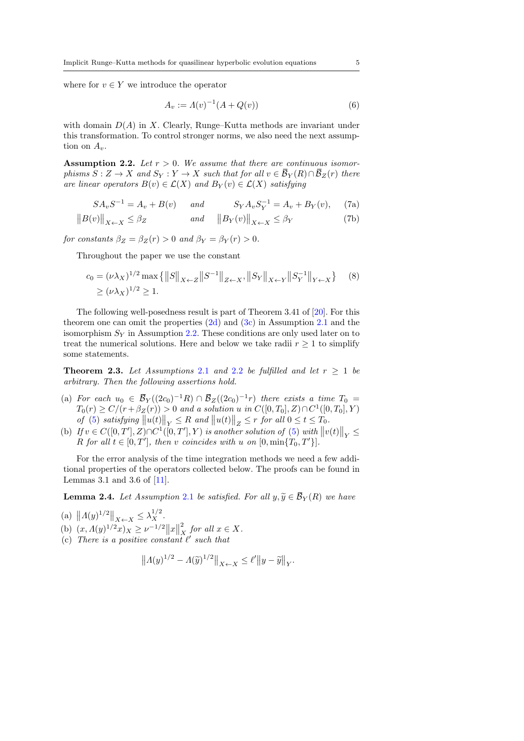where for $v \in Y$ we introduce the operator

$$A_v := \Lambda(v)^{-1}(A + Q(v)) \tag{6}$$

with domain $D(A)$ in $X$. Clearly, Runge–Kutta methods are invariant under this transformation. To control stronger norms, we also need the next assumption on $A_v$.

**Assumption 2.2.** *Let $r > 0$. We assume that there are continuous isomorphisms $S : Z \to X$ and $S_Y : Y \to X$ such that for all $v \in \overline{\mathcal{B}}_Y(R) \cap \overline{\mathcal{B}}_Z(r)$ there are linear operators $B(v) \in \mathcal{L}(X)$ and $B_Y(v) \in \mathcal{L}(X)$ satisfying*

$$SA_vS^{-1} = A_v + B(v) \quad \text{and} \quad S_YA_vS_Y^{-1} = A_v + B_Y(v), \tag{7a}$$

$$\|B(v)\|_{X\leftarrow X} \le \beta_Z \quad \text{and} \quad \|B_Y(v)\|_{X\leftarrow X} \le \beta_Y \tag{7b}$$

*for constants $\beta_Z = \beta_Z(r) > 0$ and $\beta_Y = \beta_Y(r) > 0$.*

Throughout the paper we use the constant

$$\begin{aligned} c_0 &= (\nu\lambda_X)^{1/2} \max\left\{\|S\|_{X\leftarrow Z}\|S^{-1}\|_{Z\leftarrow X}, \|S_Y\|_{X\leftarrow Y}\|S_Y^{-1}\|_{Y\leftarrow X}\right\} \\ &\ge (\nu\lambda_X)^{1/2} \ge 1. \end{aligned} \tag{8}$$

The following well-posedness result is part of Theorem 3.41 of [20]. For this theorem one can omit the properties (2d) and (3c) in Assumption 2.1 and the isomorphism $S_Y$ in Assumption 2.2. These conditions are only used later on to treat the numerical solutions. Here and below we take radii $r \ge 1$ to simplify some statements.

**Theorem 2.3.** *Let Assumptions 2.1 and 2.2 be fulfilled and let $r \ge 1$ be arbitrary. Then the following assertions hold.*

(a) *For each $u_0 \in \overline{\mathcal{B}}_Y((2c_0)^{-1}R) \cap \overline{\mathcal{B}}_Z((2c_0)^{-1}r)$ there exists a time $T_0 = T_0(r) \ge C/(r+\beta_Z(r)) > 0$ and a solution $u$ in $C([0,T_0],Z) \cap C^1([0,T_0],Y)$ of (5) satisfying $\|u(t)\|_Y \le R$ and $\|u(t)\|_Z \le r$ for all $0 \le t \le T_0$.*

(b) *If $v \in C([0,T'],Z) \cap C^1([0,T'],Y)$ is another solution of (5) with $\|v(t)\|_Y \le R$ for all $t \in [0,T']$, then $v$ coincides with $u$ on $[0,\min\{T_0,T'\}]$.*

For the error analysis of the time integration methods we need a few additional properties of the operators collected below. The proofs can be found in Lemmas 3.1 and 3.6 of [11].

**Lemma 2.4.** *Let Assumption 2.1 be satisfied. For all $y, \widetilde{y} \in \overline{\mathcal{B}}_Y(R)$ we have*

(a) $\|\Lambda(y)^{1/2}\|_{X\leftarrow X} \le \lambda_X^{1/2}$.

(b) $(x, \Lambda(y)^{1/2}x)_X \ge \nu^{-1/2}\|x\|_X^2$ *for all $x \in X$.*

(c) *There is a positive constant $\ell'$ such that*

$$\|\Lambda(y)^{1/2} - \Lambda(\widetilde{y})^{1/2}\|_{X\leftarrow X} \le \ell'\|y - \widetilde{y}\|_Y.$$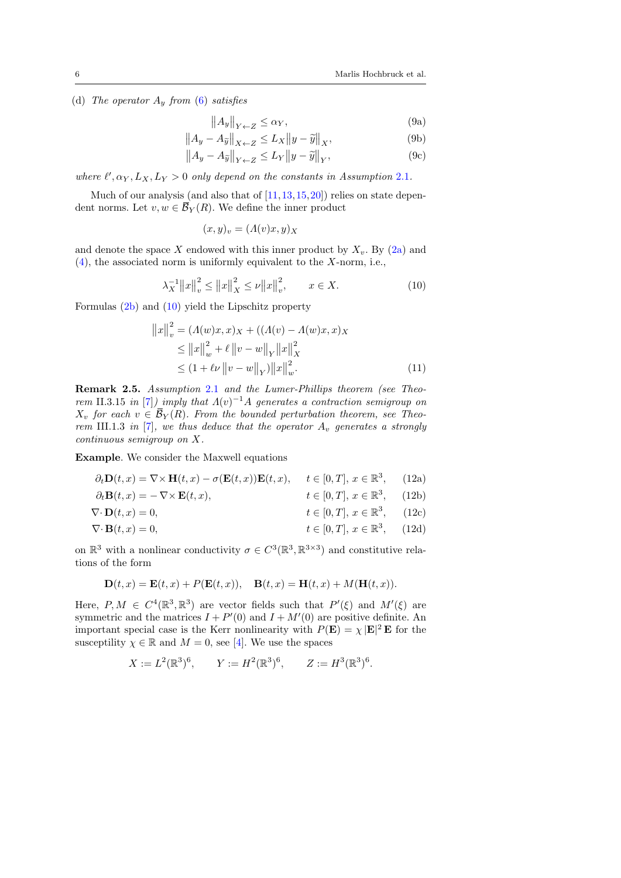(d) *The operator $A_y$ from (6) satisfies*

$$\big\|A_y\big\|_{Y\leftarrow Z} \le \alpha_Y, \tag{9a}$$

$$\big\|A_y - A_{\widetilde{y}}\big\|_{X\leftarrow Z} \le L_X \big\|y - \widetilde{y}\big\|_X, \tag{9b}$$

$$\big\|A_y - A_{\widetilde{y}}\big\|_{Y\leftarrow Z} \le L_Y \big\|y - \widetilde{y}\big\|_Y, \tag{9c}$$

*where $\ell', \alpha_Y, L_X, L_Y > 0$ only depend on the constants in Assumption 2.1.*

Much of our analysis (and also that of [11,13,15,20]) relies on state dependent norms. Let $v, w \in \overline{\mathcal{B}}_Y(R)$. We define the inner product

$$(x, y)_v = (\Lambda(v)x, y)_X$$

and denote the space $X$ endowed with this inner product by $X_v$. By (2a) and (4), the associated norm is uniformly equivalent to the $X$-norm, i.e.,

$$\lambda_X^{-1}\big\|x\big\|_v^2 \le \big\|x\big\|_X^2 \le \nu\big\|x\big\|_v^2, \qquad x \in X. \tag{10}$$

Formulas (2b) and (10) yield the Lipschitz property

$$\begin{aligned}
\big\|x\big\|_v^2 &= (\Lambda(w)x, x)_X + ((\Lambda(v) - \Lambda(w))x, x)_X \\
&\le \big\|x\big\|_w^2 + \ell\,\big\|v - w\big\|_Y \big\|x\big\|_X^2 \\
&\le (1 + \ell\nu\,\big\|v - w\big\|_Y)\big\|x\big\|_w^2.
\end{aligned} \tag{11}$$

**Remark 2.5.** *Assumption 2.1 and the Lumer-Phillips theorem (see Theorem II.3.15 in [7]) imply that $\Lambda(v)^{-1}A$ generates a contraction semigroup on $X_v$ for each $v \in \overline{\mathcal{B}}_Y(R)$. From the bounded perturbation theorem, see Theorem III.1.3 in [7], we thus deduce that the operator $A_v$ generates a strongly continuous semigroup on $X$.*

**Example**. We consider the Maxwell equations

$$\partial_t \mathbf{D}(t,x) = \nabla\times \mathbf{H}(t,x) - \sigma(\mathbf{E}(t,x))\mathbf{E}(t,x), \qquad t\in[0,T],\ x\in\mathbb{R}^3, \tag{12a}$$

$$\partial_t \mathbf{B}(t,x) = -\nabla\times \mathbf{E}(t,x), \qquad t\in[0,T],\ x\in\mathbb{R}^3, \tag{12b}$$

$$\nabla\cdot \mathbf{D}(t,x) = 0, \qquad t\in[0,T],\ x\in\mathbb{R}^3, \tag{12c}$$

$$\nabla\cdot \mathbf{B}(t,x) = 0, \qquad t\in[0,T],\ x\in\mathbb{R}^3, \tag{12d}$$

on $\mathbb{R}^3$ with a nonlinear conductivity $\sigma \in C^3(\mathbb{R}^3, \mathbb{R}^{3\times 3})$ and constitutive relations of the form

$$\mathbf{D}(t,x) = \mathbf{E}(t,x) + P(\mathbf{E}(t,x)), \quad \mathbf{B}(t,x) = \mathbf{H}(t,x) + M(\mathbf{H}(t,x)).$$

Here, $P, M \in C^4(\mathbb{R}^3, \mathbb{R}^3)$ are vector fields such that $P'(\xi)$ and $M'(\xi)$ are symmetric and the matrices $I + P'(0)$ and $I + M'(0)$ are positive definite. An important special case is the Kerr nonlinearity with $P(\mathbf{E}) = \chi\,|\mathbf{E}|^2\,\mathbf{E}$ for the susceptility $\chi \in \mathbb{R}$ and $M = 0$, see [4]. We use the spaces

$$X := L^2(\mathbb{R}^3)^6, \qquad Y := H^2(\mathbb{R}^3)^6, \qquad Z := H^3(\mathbb{R}^3)^6.$$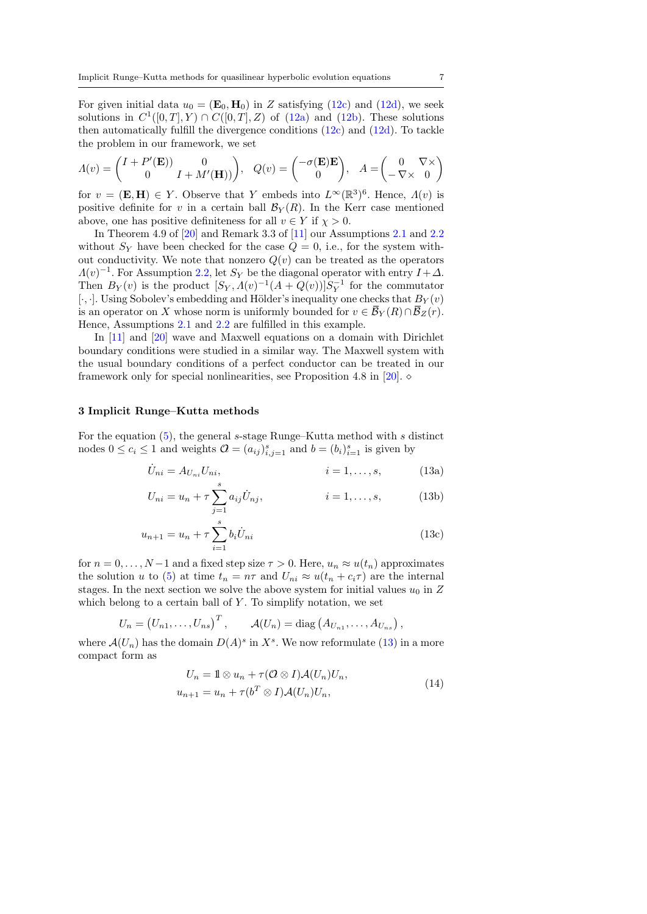For given initial data $u_0 = (\mathbf{E}_0, \mathbf{H}_0)$ in $Z$ satisfying (12c) and (12d), we seek solutions in $C^1([0,T], Y) \cap C([0,T], Z)$ of (12a) and (12b). These solutions then automatically fulfill the divergence conditions (12c) and (12d). To tackle the problem in our framework, we set

$$\Lambda(v) = \begin{pmatrix} I + P'(\mathbf{E})) & 0 \\ 0 & I + M'(\mathbf{H})) \end{pmatrix}, \quad Q(v) = \begin{pmatrix} -\sigma(\mathbf{E})\mathbf{E} \\ 0 \end{pmatrix}, \quad A = \begin{pmatrix} 0 & \nabla\times \\ -\nabla\times & 0 \end{pmatrix}$$

for $v = (\mathbf{E}, \mathbf{H}) \in Y$. Observe that $Y$ embeds into $L^\infty(\mathbb{R}^3)^6$. Hence, $\Lambda(v)$ is positive definite for $v$ in a certain ball $\mathcal{B}_Y(R)$. In the Kerr case mentioned above, one has positive definiteness for all $v \in Y$ if $\chi > 0$.

In Theorem 4.9 of [20] and Remark 3.3 of [11] our Assumptions 2.1 and 2.2 without $S_Y$ have been checked for the case $Q = 0$, i.e., for the system without conductivity. We note that nonzero $Q(v)$ can be treated as the operators $\Lambda(v)^{-1}$. For Assumption 2.2, let $S_Y$ be the diagonal operator with entry $I + \Delta$. Then $B_Y(v)$ is the product $[S_Y, \Lambda(v)^{-1}(A + Q(v))]S_Y^{-1}$ for the commutator $[\cdot,\cdot]$. Using Sobolev's embedding and Hölder's inequality one checks that $B_Y(v)$ is an operator on $X$ whose norm is uniformly bounded for $v \in \overline{\mathcal{B}}_Y(R) \cap \overline{\mathcal{B}}_Z(r)$. Hence, Assumptions 2.1 and 2.2 are fulfilled in this example.

In [11] and [20] wave and Maxwell equations on a domain with Dirichlet boundary conditions were studied in a similar way. The Maxwell system with the usual boundary conditions of a perfect conductor can be treated in our framework only for special nonlinearities, see Proposition 4.8 in [20]. $\diamond$

## 3 Implicit Runge–Kutta methods

For the equation (5), the general $s$-stage Runge–Kutta method with $s$ distinct nodes $0 \le c_i \le 1$ and weights $\mathcal{O} = (a_{ij})_{i,j=1}^s$ and $b = (b_i)_{i=1}^s$ is given by

$$\dot{U}_{ni} = A_{U_{ni}} U_{ni}, \qquad i = 1, \ldots, s, \tag{13a}$$

$$U_{ni} = u_n + \tau \sum_{j=1}^{s} a_{ij} \dot{U}_{nj}, \qquad i = 1, \ldots, s, \tag{13b}$$

$$u_{n+1} = u_n + \tau \sum_{i=1}^{s} b_i \dot{U}_{ni} \tag{13c}$$

for $n = 0, \ldots, N-1$ and a fixed step size $\tau > 0$. Here, $u_n \approx u(t_n)$ approximates the solution $u$ to (5) at time $t_n = n\tau$ and $U_{ni} \approx u(t_n + c_i\tau)$ are the internal stages. In the next section we solve the above system for initial values $u_0$ in $Z$ which belong to a certain ball of $Y$. To simplify notation, we set

$$U_n = \left(U_{n1}, \ldots, U_{ns}\right)^T, \qquad \mathcal{A}(U_n) = \operatorname{diag}\left(A_{U_{n1}}, \ldots, A_{U_{ns}}\right),$$

where $\mathcal{A}(U_n)$ has the domain $D(A)^s$ in $X^s$. We now reformulate (13) in a more compact form as

$$\begin{aligned} U_n &= \mathbb{1} \otimes u_n + \tau(\mathcal{O} \otimes I)\mathcal{A}(U_n)U_n, \\ u_{n+1} &= u_n + \tau(b^T \otimes I)\mathcal{A}(U_n)U_n, \end{aligned} \tag{14}$$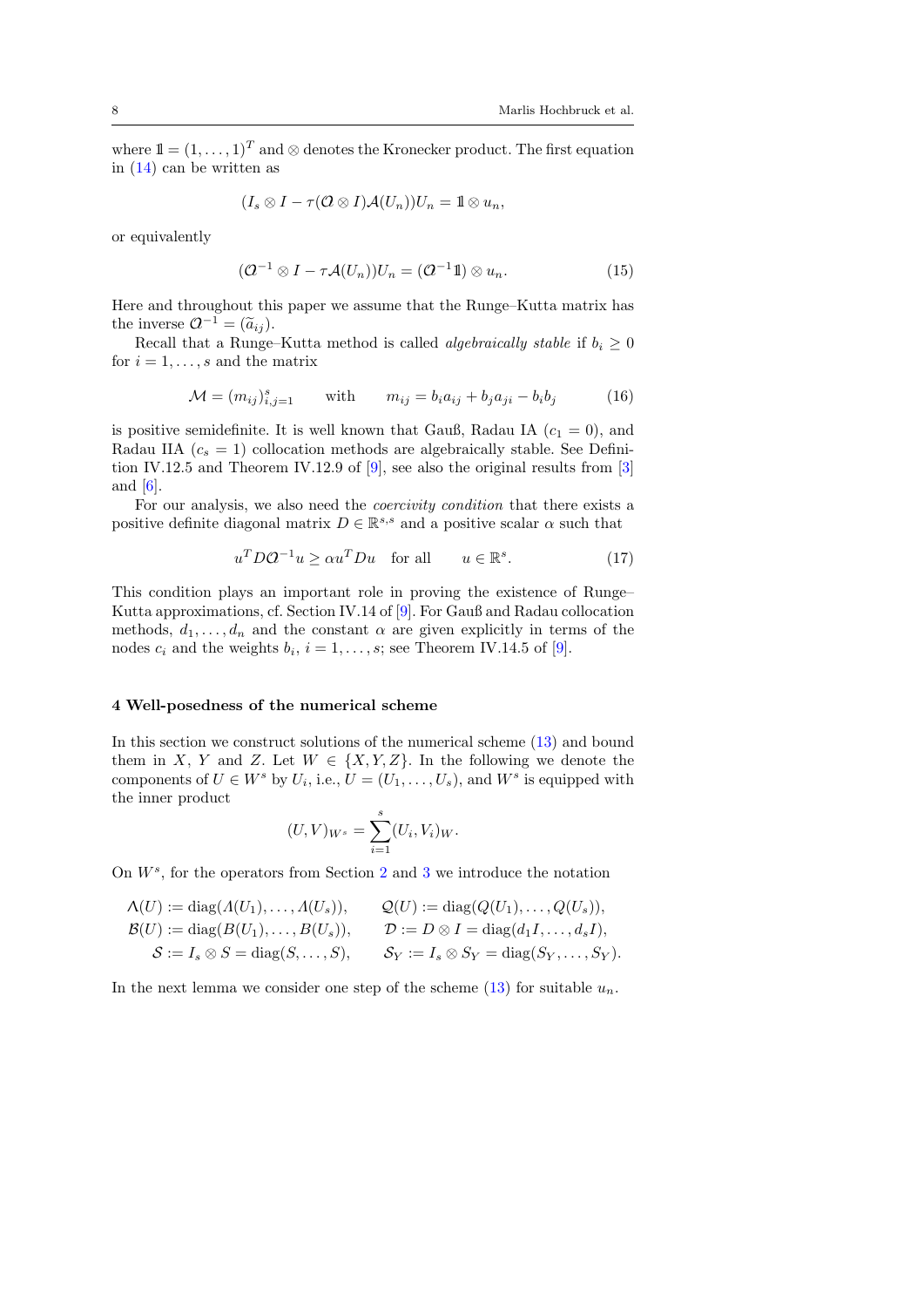where $\mathbb{1} = (1, \dots, 1)^T$ and $\otimes$ denotes the Kronecker product. The first equation in (14) can be written as

$$(I_s \otimes I - \tau(\mathcal{O} \otimes I)\mathcal{A}(U_n))U_n = \mathbb{1} \otimes u_n,$$

or equivalently

$$(\mathcal{O}^{-1} \otimes I - \tau\mathcal{A}(U_n))U_n = (\mathcal{O}^{-1}\mathbb{1}) \otimes u_n. \tag{15}$$

Here and throughout this paper we assume that the Runge–Kutta matrix has the inverse $\mathcal{O}^{-1} = (\widetilde{a}_{ij})$.

Recall that a Runge–Kutta method is called *algebraically stable* if $b_i \geq 0$ for $i = 1, \dots, s$ and the matrix

$$\mathcal{M} = (m_{ij})_{i,j=1}^{s} \qquad \text{with} \qquad m_{ij} = b_i a_{ij} + b_j a_{ji} - b_i b_j \tag{16}$$

is positive semidefinite. It is well known that Gauß, Radau IA ($c_1 = 0$), and Radau IIA ($c_s = 1$) collocation methods are algebraically stable. See Definition IV.12.5 and Theorem IV.12.9 of [9], see also the original results from [3] and [6].

For our analysis, we also need the *coercivity condition* that there exists a positive definite diagonal matrix $D \in \mathbb{R}^{s,s}$ and a positive scalar $\alpha$ such that

$$u^T D\mathcal{O}^{-1} u \geq \alpha u^T D u \quad \text{for all} \qquad u \in \mathbb{R}^s. \tag{17}$$

This condition plays an important role in proving the existence of Runge–Kutta approximations, cf. Section IV.14 of [9]. For Gauß and Radau collocation methods, $d_1, \dots, d_n$ and the constant $\alpha$ are given explicitly in terms of the nodes $c_i$ and the weights $b_i$, $i = 1, \dots, s$; see Theorem IV.14.5 of [9].

## 4 Well-posedness of the numerical scheme

In this section we construct solutions of the numerical scheme (13) and bound them in $X$, $Y$ and $Z$. Let $W \in \{X, Y, Z\}$. In the following we denote the components of $U \in W^s$ by $U_i$, i.e., $U = (U_1, \dots, U_s)$, and $W^s$ is equipped with the inner product

$$(U, V)_{W^s} = \sum_{i=1}^{s} (U_i, V_i)_W.$$

On $W^s$, for the operators from Section 2 and 3 we introduce the notation

$$\begin{aligned}
\Lambda(U) &:= \operatorname{diag}(\Lambda(U_1), \dots, \Lambda(U_s)), & \mathcal{Q}(U) &:= \operatorname{diag}(Q(U_1), \dots, Q(U_s)), \\
\mathcal{B}(U) &:= \operatorname{diag}(B(U_1), \dots, B(U_s)), & \mathcal{D} &:= D \otimes I = \operatorname{diag}(d_1 I, \dots, d_s I), \\
\mathcal{S} &:= I_s \otimes S = \operatorname{diag}(S, \dots, S), & \mathcal{S}_Y &:= I_s \otimes S_Y = \operatorname{diag}(S_Y, \dots, S_Y).
\end{aligned}$$

In the next lemma we consider one step of the scheme (13) for suitable $u_n$.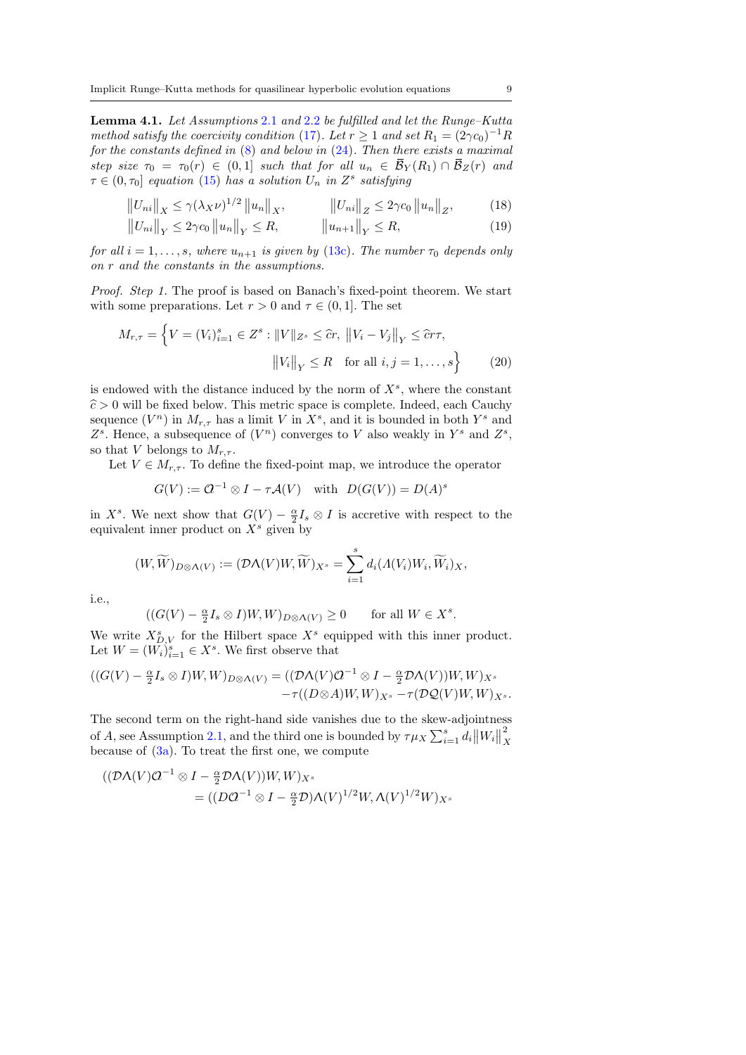**Lemma 4.1.** *Let Assumptions 2.1 and 2.2 be fulfilled and let the Runge–Kutta method satisfy the coercivity condition (17). Let $r \geq 1$ and set $R_1 = (2\gamma c_0)^{-1} R$ for the constants defined in (8) and below in (24). Then there exists a maximal step size $\tau_0 = \tau_0(r) \in (0, 1]$ such that for all $u_n \in \overline{\mathcal{B}}_Y(R_1) \cap \overline{\mathcal{B}}_Z(r)$ and $\tau \in (0, \tau_0]$ equation (15) has a solution $U_n$ in $Z^s$ satisfying*

$$\|U_{ni}\|_X \leq \gamma(\lambda_X \nu)^{1/2} \|u_n\|_X, \qquad \|U_{ni}\|_Z \leq 2\gamma c_0 \|u_n\|_Z, \tag{18}$$

$$\|U_{ni}\|_Y \leq 2\gamma c_0 \|u_n\|_Y \leq R, \qquad \|u_{n+1}\|_Y \leq R, \tag{19}$$

*for all $i = 1, \ldots, s$, where $u_{n+1}$ is given by (13c). The number $\tau_0$ depends only on $r$ and the constants in the assumptions.*

*Proof. Step 1.* The proof is based on Banach's fixed-point theorem. We start with some preparations. Let $r > 0$ and $\tau \in (0, 1]$. The set

$$M_{r,\tau} = \Big\{ V = (V_i)_{i=1}^s \in Z^s : \|V\|_{Z^s} \leq \widehat{c}r, \ \|V_i - V_j\|_Y \leq \widehat{c}r\tau, \\ \|V_i\|_Y \leq R \quad \text{for all } i, j = 1, \ldots, s \Big\} \tag{20}$$

is endowed with the distance induced by the norm of $X^s$, where the constant $\widehat{c} > 0$ will be fixed below. This metric space is complete. Indeed, each Cauchy sequence $(V^n)$ in $M_{r,\tau}$ has a limit $V$ in $X^s$, and it is bounded in both $Y^s$ and $Z^s$. Hence, a subsequence of $(V^n)$ converges to $V$ also weakly in $Y^s$ and $Z^s$, so that $V$ belongs to $M_{r,\tau}$.

Let $V \in M_{r,\tau}$. To define the fixed-point map, we introduce the operator

$$G(V) := \mathcal{O}^{-1} \otimes I - \tau \mathcal{A}(V) \quad \text{with} \quad D(G(V)) = D(A)^s$$

in $X^s$. We next show that $G(V) - \frac{\alpha}{2} I_s \otimes I$ is accretive with respect to the equivalent inner product on $X^s$ given by

$$(W, \widetilde{W})_{D \otimes \Lambda(V)} := (\mathcal{D}\Lambda(V) W, \widetilde{W})_{X^s} = \sum_{i=1}^s d_i (\Lambda(V_i) W_i, \widetilde{W}_i)_X,$$

i.e.,

$$((G(V) - \tfrac{\alpha}{2} I_s \otimes I) W, W)_{D \otimes \Lambda(V)} \geq 0 \qquad \text{for all } W \in X^s.$$

We write $X^s_{D,V}$ for the Hilbert space $X^s$ equipped with this inner product. Let $W = (W_i)_{i=1}^s \in X^s$. We first observe that

$$((G(V) - \tfrac{\alpha}{2} I_s \otimes I) W, W)_{D \otimes \Lambda(V)} = ((\mathcal{D}\Lambda(V) \mathcal{O}^{-1} \otimes I - \tfrac{\alpha}{2} \mathcal{D}\Lambda(V)) W, W)_{X^s} \\ - \tau((D \otimes A) W, W)_{X^s} - \tau(\mathcal{D}\mathcal{Q}(V) W, W)_{X^s}.$$

The second term on the right-hand side vanishes due to the skew-adjointness of $A$, see Assumption 2.1, and the third one is bounded by $\tau \mu_X \sum_{i=1}^s d_i \|W_i\|_X^2$ because of (3a). To treat the first one, we compute

$$((\mathcal{D}\Lambda(V) \mathcal{O}^{-1} \otimes I - \tfrac{\alpha}{2} \mathcal{D}\Lambda(V)) W, W)_{X^s} \\ = ((D\mathcal{O}^{-1} \otimes I - \tfrac{\alpha}{2} \mathcal{D}) \Lambda(V)^{1/2} W, \Lambda(V)^{1/2} W)_{X^s}$$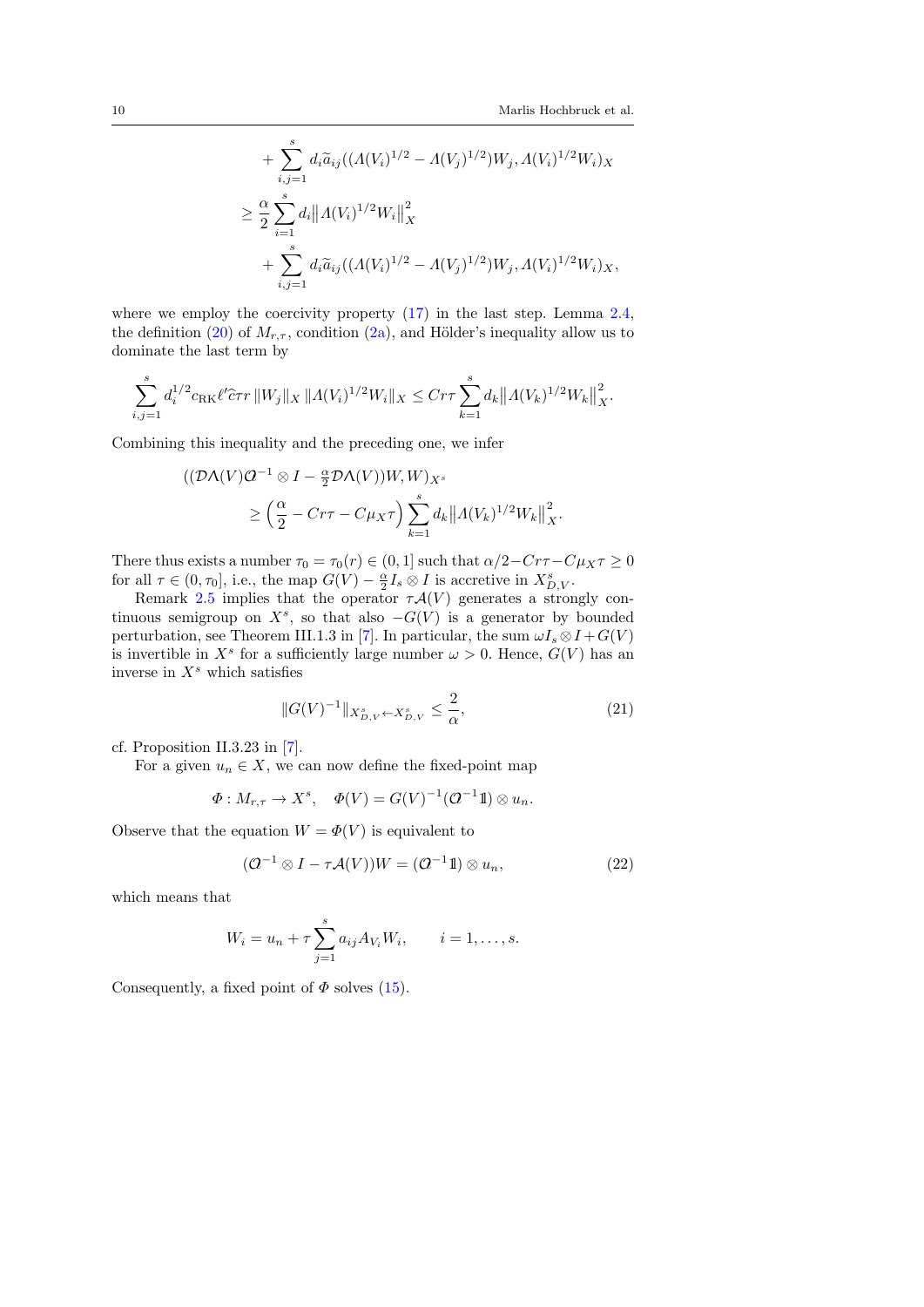$$
\begin{aligned}
&+ \sum_{i,j=1}^{s} d_i \widetilde{a}_{ij} ((\Lambda(V_i)^{1/2} - \Lambda(V_j)^{1/2}) W_j, \Lambda(V_i)^{1/2} W_i)_X \\
&\geq \frac{\alpha}{2} \sum_{i=1}^{s} d_i \big\| \Lambda(V_i)^{1/2} W_i \big\|_X^2 \\
&\quad + \sum_{i,j=1}^{s} d_i \widetilde{a}_{ij} ((\Lambda(V_i)^{1/2} - \Lambda(V_j)^{1/2}) W_j, \Lambda(V_i)^{1/2} W_i)_X,
\end{aligned}
$$

where we employ the coercivity property (17) in the last step. Lemma 2.4, the definition (20) of $M_{r,\tau}$, condition (2a), and Hölder's inequality allow us to dominate the last term by

$$
\sum_{i,j=1}^{s} d_i^{1/2} c_{\mathrm{RK}} \ell' \widehat{c} \tau r \, \|W_j\|_X \, \|\Lambda(V_i)^{1/2} W_i\|_X \leq C r \tau \sum_{k=1}^{s} d_k \big\| \Lambda(V_k)^{1/2} W_k \big\|_X^2.
$$

Combining this inequality and the preceding one, we infer

$$
\begin{aligned}
&((\mathcal{D}\Lambda(V)\mathcal{O}^{-1} \otimes I - \tfrac{\alpha}{2} \mathcal{D}\Lambda(V)) W, W)_{X^s} \\
&\qquad \geq \Big( \frac{\alpha}{2} - C r \tau - C \mu_X \tau \Big) \sum_{k=1}^{s} d_k \big\| \Lambda(V_k)^{1/2} W_k \big\|_X^2.
\end{aligned}
$$

There thus exists a number $\tau_0 = \tau_0(r) \in (0,1]$ such that $\alpha/2 - Cr\tau - C\mu_X \tau \geq 0$ for all $\tau \in (0, \tau_0]$, i.e., the map $G(V) - \frac{\alpha}{2} I_s \otimes I$ is accretive in $X^s_{D,V}$.

Remark 2.5 implies that the operator $\tau \mathcal{A}(V)$ generates a strongly continuous semigroup on $X^s$, so that also $-G(V)$ is a generator by bounded perturbation, see Theorem III.1.3 in [7]. In particular, the sum $\omega I_s \otimes I + G(V)$ is invertible in $X^s$ for a sufficiently large number $\omega > 0$. Hence, $G(V)$ has an inverse in $X^s$ which satisfies

$$
\|G(V)^{-1}\|_{X^s_{D,V} \leftarrow X^s_{D,V}} \leq \frac{2}{\alpha}, \tag{21}
$$

cf. Proposition II.3.23 in [7].

For a given $u_n \in X$, we can now define the fixed-point map

$$
\Phi : M_{r,\tau} \to X^s, \quad \Phi(V) = G(V)^{-1} (\mathcal{O}^{-1} \mathbb{1}) \otimes u_n.
$$

Observe that the equation $W = \Phi(V)$ is equivalent to

$$
(\mathcal{O}^{-1} \otimes I - \tau \mathcal{A}(V)) W = (\mathcal{O}^{-1} \mathbb{1}) \otimes u_n, \tag{22}
$$

which means that

$$
W_i = u_n + \tau \sum_{j=1}^{s} a_{ij} A_{V_i} W_i, \qquad i = 1, \ldots, s.
$$

Consequently, a fixed point of $\Phi$ solves (15).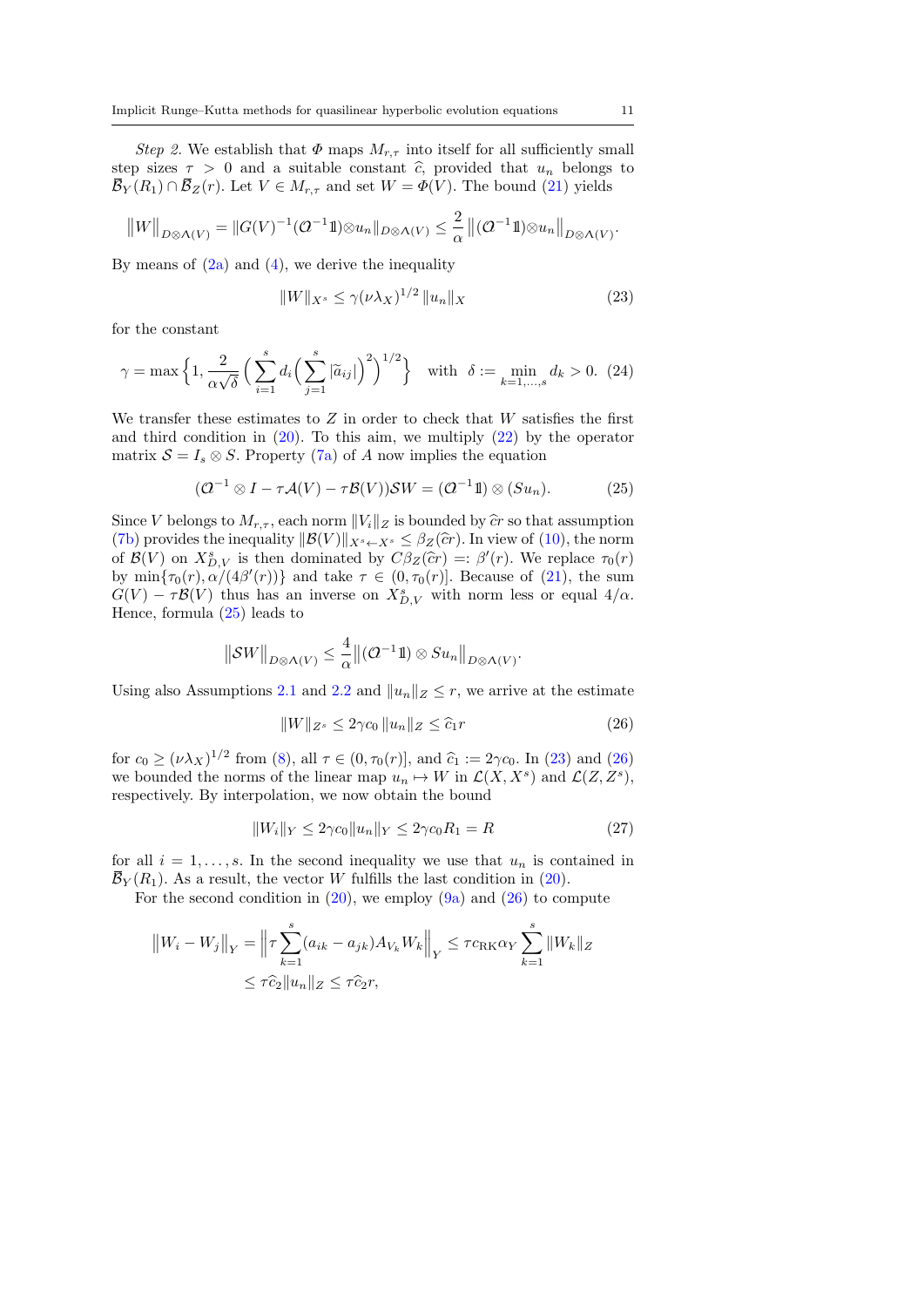*Step 2.* We establish that $\Phi$ maps $M_{r,\tau}$ into itself for all sufficiently small step sizes $\tau > 0$ and a suitable constant $\widehat{c}$, provided that $u_n$ belongs to $\overline{\mathcal{B}}_Y(R_1) \cap \overline{\mathcal{B}}_Z(r)$. Let $V \in M_{r,\tau}$ and set $W = \Phi(V)$. The bound (21) yields

$$\big\|W\big\|_{D\otimes\Lambda(V)} = \|G(V)^{-1}(\mathcal{O}^{-1}\mathbb{1})\otimes u_n\|_{D\otimes\Lambda(V)} \le \frac{2}{\alpha}\big\|(\mathcal{O}^{-1}\mathbb{1})\otimes u_n\big\|_{D\otimes\Lambda(V)}.$$

By means of (2a) and (4), we derive the inequality

$$\|W\|_{X^s} \le \gamma(\nu\lambda_X)^{1/2}\,\|u_n\|_X \tag{23}$$

for the constant

$$\gamma = \max\Big\{1, \frac{2}{\alpha\sqrt{\delta}}\Big(\sum_{i=1}^s d_i\Big(\sum_{j=1}^s |\widetilde{a}_{ij}|\Big)^2\Big)^{1/2}\Big\} \quad \text{with} \quad \delta := \min_{k=1,\dots,s} d_k > 0. \tag{24}$$

We transfer these estimates to $Z$ in order to check that $W$ satisfies the first and third condition in (20). To this aim, we multiply (22) by the operator matrix $\mathcal{S} = I_s \otimes S$. Property (7a) of $A$ now implies the equation

$$(\mathcal{O}^{-1}\otimes I - \tau\mathcal{A}(V) - \tau\mathcal{B}(V))\mathcal{S}W = (\mathcal{O}^{-1}\mathbb{1})\otimes(Su_n). \tag{25}$$

Since $V$ belongs to $M_{r,\tau}$, each norm $\|V_i\|_Z$ is bounded by $\widehat{c}r$ so that assumption (7b) provides the inequality $\|\mathcal{B}(V)\|_{X^s\leftarrow X^s} \le \beta_Z(\widehat{c}r)$. In view of (10), the norm of $\mathcal{B}(V)$ on $X^s_{D,V}$ is then dominated by $C\beta_Z(\widehat{c}r) =: \beta'(r)$. We replace $\tau_0(r)$ by $\min\{\tau_0(r), \alpha/(4\beta'(r))\}$ and take $\tau \in (0, \tau_0(r)]$. Because of (21), the sum $G(V) - \tau\mathcal{B}(V)$ thus has an inverse on $X^s_{D,V}$ with norm less or equal $4/\alpha$. Hence, formula (25) leads to

$$\big\|\mathcal{S}W\big\|_{D\otimes\Lambda(V)} \le \frac{4}{\alpha}\big\|(\mathcal{O}^{-1}\mathbb{1})\otimes Su_n\big\|_{D\otimes\Lambda(V)}.$$

Using also Assumptions 2.1 and 2.2 and $\|u_n\|_Z \le r$, we arrive at the estimate

$$\|W\|_{Z^s} \le 2\gamma c_0\,\|u_n\|_Z \le \widehat{c}_1 r \tag{26}$$

for $c_0 \ge (\nu\lambda_X)^{1/2}$ from (8), all $\tau \in (0, \tau_0(r)]$, and $\widehat{c}_1 := 2\gamma c_0$. In (23) and (26) we bounded the norms of the linear map $u_n \mapsto W$ in $\mathcal{L}(X, X^s)$ and $\mathcal{L}(Z, Z^s)$, respectively. By interpolation, we now obtain the bound

$$\|W_i\|_Y \le 2\gamma c_0\|u_n\|_Y \le 2\gamma c_0 R_1 = R \tag{27}$$

for all $i = 1, \dots, s$. In the second inequality we use that $u_n$ is contained in $\overline{\mathcal{B}}_Y(R_1)$. As a result, the vector $W$ fulfills the last condition in (20).

For the second condition in (20), we employ (9a) and (26) to compute

$$\begin{aligned}\big\|W_i - W_j\big\|_Y &= \Big\|\tau\sum_{k=1}^s (a_{ik} - a_{jk})A_{V_k}W_k\Big\|_Y \le \tau c_{\mathrm{RK}}\alpha_Y\sum_{k=1}^s \|W_k\|_Z \\ &\le \tau\widehat{c}_2\|u_n\|_Z \le \tau\widehat{c}_2 r,\end{aligned}$$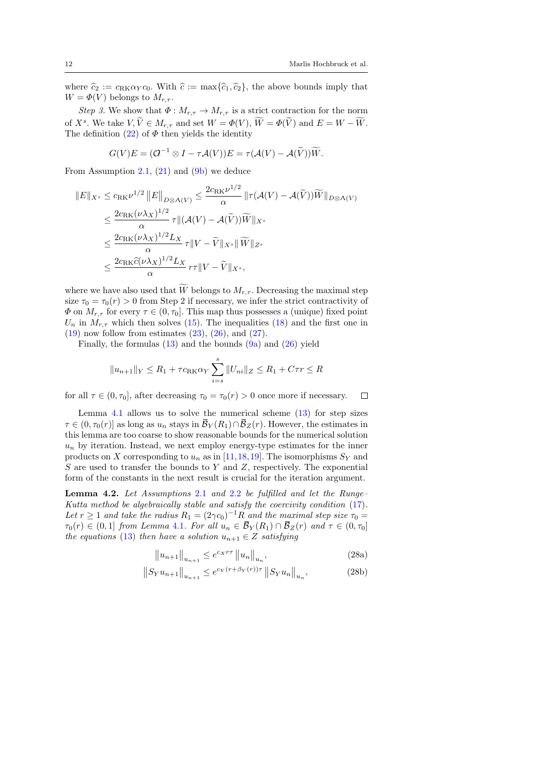where $\widehat{c}_2 := c_{\mathrm{RK}}\alpha_Y c_0$. With $\widehat{c} := \max\{\widehat{c}_1, \widehat{c}_2\}$, the above bounds imply that $W = \Phi(V)$ belongs to $M_{r,\tau}$.

*Step 3.* We show that $\Phi : M_{r,\tau} \to M_{r,\tau}$ is a strict contraction for the norm of $X^s$. We take $V, \widetilde{V} \in M_{r,\tau}$ and set $W = \Phi(V)$, $\widetilde{W} = \Phi(\widetilde{V})$ and $E = W - \widetilde{W}$. The definition (22) of $\Phi$ then yields the identity

$$G(V)E = (\mathcal{O}^{-1} \otimes I - \tau\mathcal{A}(V))E = \tau(\mathcal{A}(V) - \mathcal{A}(\widetilde{V}))\widetilde{W}.$$

From Assumption 2.1, (21) and (9b) we deduce

$$\begin{aligned}
\|E\|_{X^s} &\leq c_{\mathrm{RK}}\nu^{1/2} \|E\|_{D\otimes\Lambda(V)} \leq \frac{2c_{\mathrm{RK}}\nu^{1/2}}{\alpha} \|\tau(\mathcal{A}(V) - \mathcal{A}(\widetilde{V}))\widetilde{W}\|_{D\otimes\Lambda(V)} \\
&\leq \frac{2c_{\mathrm{RK}}(\nu\lambda_X)^{1/2}}{\alpha}\, \tau \|(\mathcal{A}(V) - \mathcal{A}(\widetilde{V}))\widetilde{W}\|_{X^s} \\
&\leq \frac{2c_{\mathrm{RK}}(\nu\lambda_X)^{1/2}L_X}{\alpha}\, \tau \|V - \widetilde{V}\|_{X^s} \|\widetilde{W}\|_{Z^s} \\
&\leq \frac{2c_{\mathrm{RK}}\widehat{c}(\nu\lambda_X)^{1/2}L_X}{\alpha}\, r\tau \|V - \widetilde{V}\|_{X^s},
\end{aligned}$$

where we have also used that $\widetilde{W}$ belongs to $M_{r,\tau}$. Decreasing the maximal step size $\tau_0 = \tau_0(r) > 0$ from Step 2 if necessary, we infer the strict contractivity of $\Phi$ on $M_{r,\tau}$ for every $\tau \in (0, \tau_0]$. This map thus possesses a (unique) fixed point $U_n$ in $M_{r,\tau}$ which then solves (15). The inequalities (18) and the first one in (19) now follow from estimates (23), (26), and (27).

Finally, the formulas (13) and the bounds (9a) and (26) yield

$$\|u_{n+1}\|_Y \leq R_1 + \tau c_{\mathrm{RK}}\alpha_Y \sum_{i=s}^{s} \|U_{ni}\|_Z \leq R_1 + C\tau r \leq R$$

for all $\tau \in (0, \tau_0]$, after decreasing $\tau_0 = \tau_0(r) > 0$ once more if necessary. $\square$

Lemma 4.1 allows us to solve the numerical scheme (13) for step sizes $\tau \in (0, \tau_0(r)]$ as long as $u_n$ stays in $\overline{\mathcal{B}}_Y(R_1) \cap \overline{\mathcal{B}}_Z(r)$. However, the estimates in this lemma are too coarse to show reasonable bounds for the numerical solution $u_n$ by iteration. Instead, we next employ energy-type estimates for the inner products on $X$ corresponding to $u_n$ as in [11,18,19]. The isomorphisms $S_Y$ and $S$ are used to transfer the bounds to $Y$ and $Z$, respectively. The exponential form of the constants in the next result is crucial for the iteration argument.

**Lemma 4.2.** *Let Assumptions 2.1 and 2.2 be fulfilled and let the Runge–Kutta method be algebraically stable and satisfy the coercivity condition (17). Let $r \geq 1$ and take the radius $R_1 = (2\gamma c_0)^{-1}R$ and the maximal step size $\tau_0 = \tau_0(r) \in (0, 1]$ from Lemma 4.1. For all $u_n \in \overline{\mathcal{B}}_Y(R_1) \cap \overline{\mathcal{B}}_Z(r)$ and $\tau \in (0, \tau_0]$ the equations (13) then have a solution $u_{n+1} \in Z$ satisfying*

$$\|u_{n+1}\|_{u_{n+1}} \leq e^{c_X r\tau} \|u_n\|_{u_n}, \tag{28a}$$

$$\|S_Y u_{n+1}\|_{u_{n+1}} \leq e^{c_Y(r+\beta_Y(r))\tau} \|S_Y u_n\|_{u_n}, \tag{28b}$$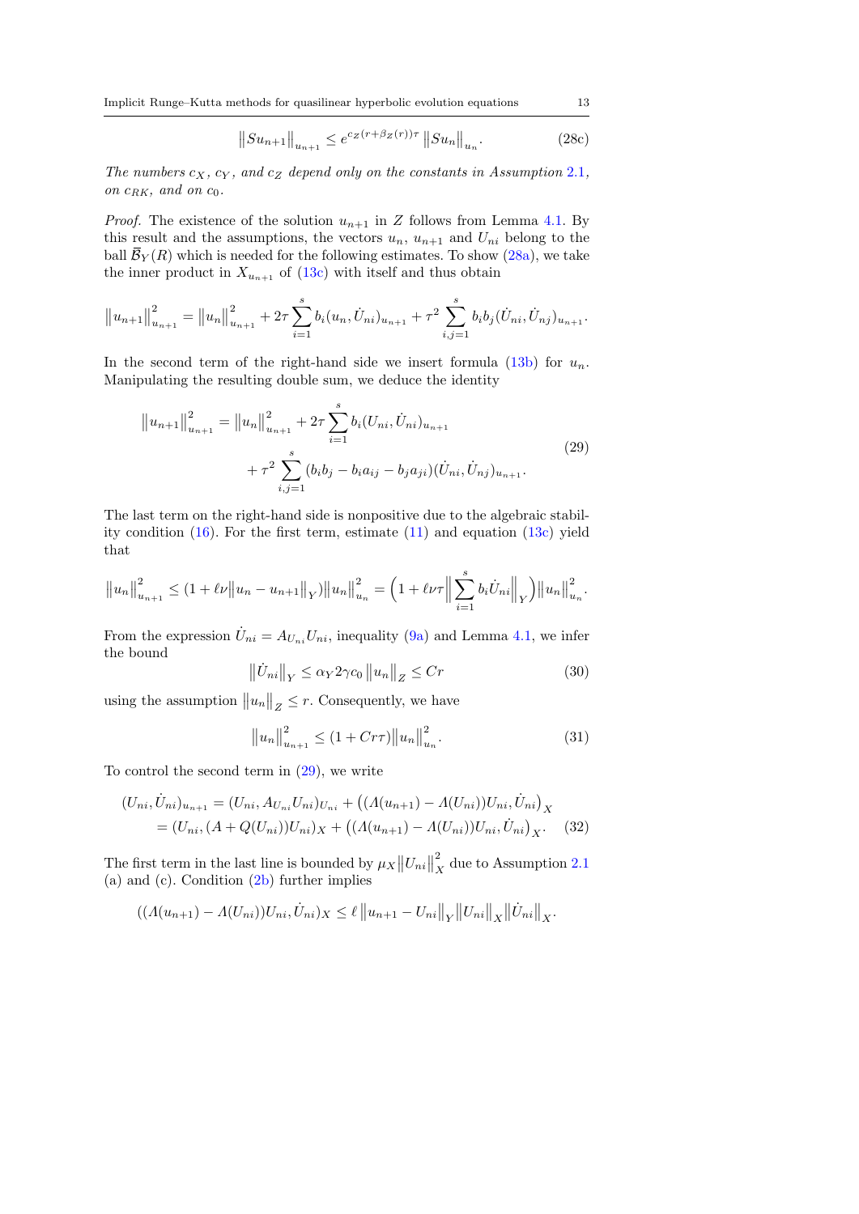$$\|Su_{n+1}\|_{u_{n+1}} \le e^{c_Z(r+\beta_Z(r))\tau}\,\|Su_n\|_{u_n}. \tag{28c}$$

*The numbers $c_X$, $c_Y$, and $c_Z$ depend only on the constants in Assumption 2.1, on $c_{RK}$, and on $c_0$.*

*Proof.* The existence of the solution $u_{n+1}$ in $Z$ follows from Lemma 4.1. By this result and the assumptions, the vectors $u_n$, $u_{n+1}$ and $U_{ni}$ belong to the ball $\overline{\mathcal{B}}_Y(R)$ which is needed for the following estimates. To show (28a), we take the inner product in $X_{u_{n+1}}$ of (13c) with itself and thus obtain

$$\|u_{n+1}\|_{u_{n+1}}^2 = \|u_n\|_{u_{n+1}}^2 + 2\tau \sum_{i=1}^s b_i (u_n, \dot U_{ni})_{u_{n+1}} + \tau^2 \sum_{i,j=1}^s b_i b_j (\dot U_{ni}, \dot U_{nj})_{u_{n+1}}.$$

In the second term of the right-hand side we insert formula (13b) for $u_n$. Manipulating the resulting double sum, we deduce the identity

$$\begin{aligned}\|u_{n+1}\|_{u_{n+1}}^2 &= \|u_n\|_{u_{n+1}}^2 + 2\tau \sum_{i=1}^s b_i (U_{ni}, \dot U_{ni})_{u_{n+1}} \\ &\quad + \tau^2 \sum_{i,j=1}^s (b_i b_j - b_i a_{ij} - b_j a_{ji}) (\dot U_{ni}, \dot U_{nj})_{u_{n+1}}.\end{aligned} \tag{29}$$

The last term on the right-hand side is nonpositive due to the algebraic stability condition (16). For the first term, estimate (11) and equation (13c) yield that

$$\|u_n\|_{u_{n+1}}^2 \le (1 + \ell\nu \|u_n - u_{n+1}\|_Y)\|u_n\|_{u_n}^2 = \Big(1 + \ell\nu\tau \Big\|\sum_{i=1}^s b_i \dot U_{ni}\Big\|_Y\Big)\|u_n\|_{u_n}^2.$$

From the expression $\dot U_{ni} = A_{U_{ni}} U_{ni}$, inequality (9a) and Lemma 4.1, we infer the bound

$$\|\dot U_{ni}\|_Y \le \alpha_Y 2\gamma c_0 \,\|u_n\|_Z \le Cr \tag{30}$$

using the assumption $\|u_n\|_Z \le r$. Consequently, we have

$$\|u_n\|_{u_{n+1}}^2 \le (1 + Cr\tau)\|u_n\|_{u_n}^2. \tag{31}$$

To control the second term in (29), we write

$$\begin{aligned}(U_{ni}, \dot U_{ni})_{u_{n+1}} &= (U_{ni}, A_{U_{ni}} U_{ni})_{U_{ni}} + \big((\Lambda(u_{n+1}) - \Lambda(U_{ni}))U_{ni}, \dot U_{ni}\big)_X \\ &= (U_{ni}, (A + Q(U_{ni}))U_{ni})_X + \big((\Lambda(u_{n+1}) - \Lambda(U_{ni}))U_{ni}, \dot U_{ni}\big)_X.\end{aligned} \tag{32}$$

The first term in the last line is bounded by $\mu_X \|U_{ni}\|_X^2$ due to Assumption 2.1 (a) and (c). Condition (2b) further implies

$$((\Lambda(u_{n+1}) - \Lambda(U_{ni}))U_{ni}, \dot U_{ni})_X \le \ell \,\|u_{n+1} - U_{ni}\|_Y \|U_{ni}\|_X \|\dot U_{ni}\|_X.$$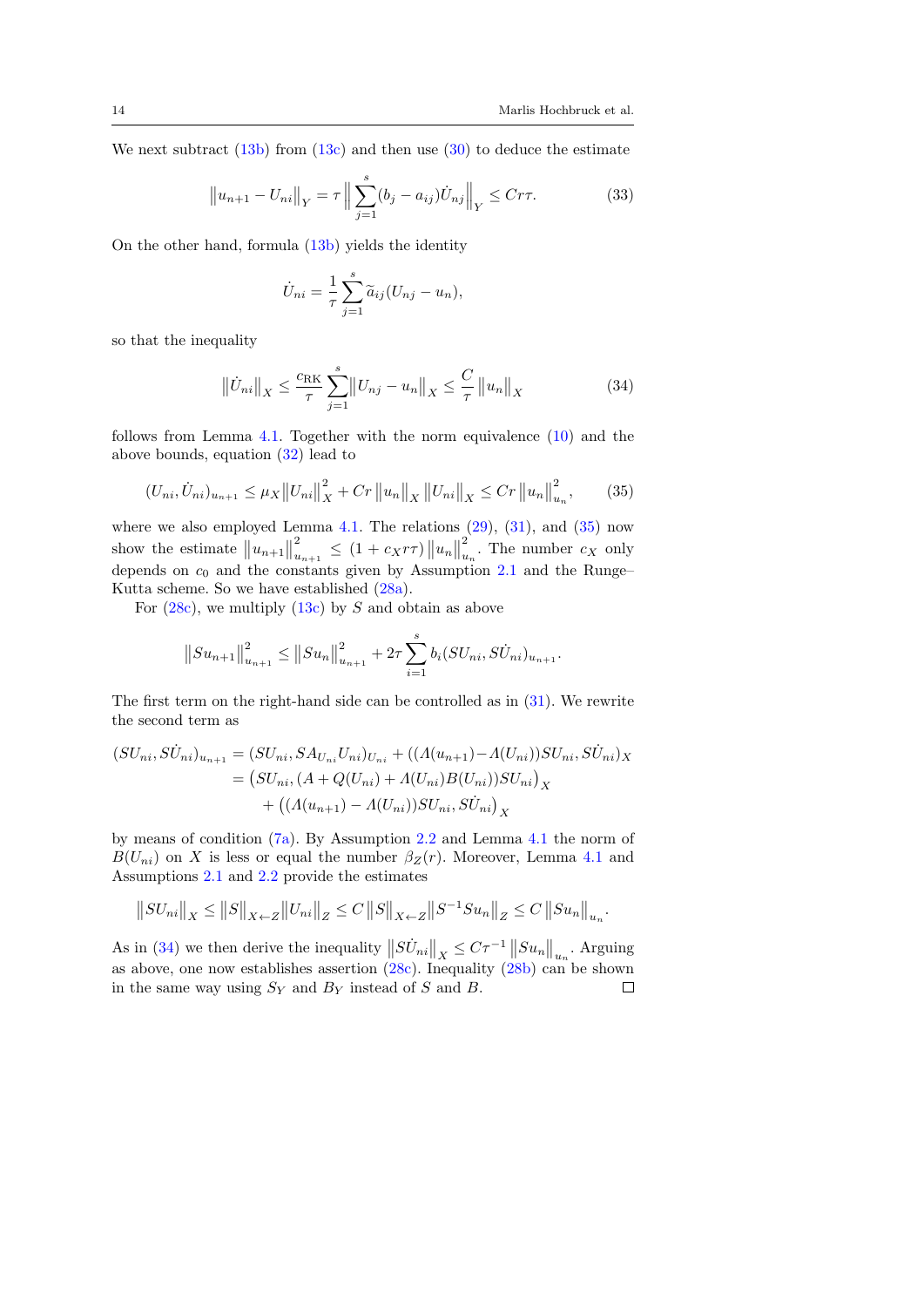We next subtract (13b) from (13c) and then use (30) to deduce the estimate

$$\left\|u_{n+1} - U_{ni}\right\|_Y = \tau \left\| \sum_{j=1}^{s} (b_j - a_{ij}) \dot{U}_{nj} \right\|_Y \leq Cr\tau. \tag{33}$$

On the other hand, formula (13b) yields the identity

$$\dot{U}_{ni} = \frac{1}{\tau} \sum_{j=1}^{s} \widetilde{a}_{ij} (U_{nj} - u_n),$$

so that the inequality

$$\left\|\dot{U}_{ni}\right\|_X \leq \frac{c_{\mathrm{RK}}}{\tau} \sum_{j=1}^{s} \left\|U_{nj} - u_n\right\|_X \leq \frac{C}{\tau} \left\|u_n\right\|_X \tag{34}$$

follows from Lemma 4.1. Together with the norm equivalence (10) and the above bounds, equation (32) lead to

$$(U_{ni}, \dot{U}_{ni})_{u_{n+1}} \leq \mu_X \left\|U_{ni}\right\|_X^2 + Cr \left\|u_n\right\|_X \left\|U_{ni}\right\|_X \leq Cr \left\|u_n\right\|_{u_n}^2, \tag{35}$$

where we also employed Lemma 4.1. The relations (29), (31), and (35) now show the estimate $\left\|u_{n+1}\right\|_{u_{n+1}}^2 \leq (1 + c_X r\tau) \left\|u_n\right\|_{u_n}^2$. The number $c_X$ only depends on $c_0$ and the constants given by Assumption 2.1 and the Runge–Kutta scheme. So we have established (28a).

For (28c), we multiply (13c) by $S$ and obtain as above

$$\left\|Su_{n+1}\right\|_{u_{n+1}}^2 \leq \left\|Su_n\right\|_{u_{n+1}}^2 + 2\tau \sum_{i=1}^{s} b_i (SU_{ni}, S\dot{U}_{ni})_{u_{n+1}}.$$

The first term on the right-hand side can be controlled as in (31). We rewrite the second term as

$$\begin{aligned}
(SU_{ni}, S\dot{U}_{ni})_{u_{n+1}} &= (SU_{ni}, SA_{U_{ni}}U_{ni})_{U_{ni}} + ((\Lambda(u_{n+1}) - \Lambda(U_{ni}))SU_{ni}, S\dot{U}_{ni})_X \\
&= \big(SU_{ni}, (A + Q(U_{ni}) + \Lambda(U_{ni})B(U_{ni}))SU_{ni}\big)_X \\
&\quad + \big((\Lambda(u_{n+1}) - \Lambda(U_{ni}))SU_{ni}, S\dot{U}_{ni}\big)_X
\end{aligned}$$

by means of condition (7a). By Assumption 2.2 and Lemma 4.1 the norm of $B(U_{ni})$ on $X$ is less or equal the number $\beta_Z(r)$. Moreover, Lemma 4.1 and Assumptions 2.1 and 2.2 provide the estimates

$$\left\|SU_{ni}\right\|_X \leq \left\|S\right\|_{X \leftarrow Z} \left\|U_{ni}\right\|_Z \leq C \left\|S\right\|_{X \leftarrow Z} \left\|S^{-1}Su_n\right\|_Z \leq C \left\|Su_n\right\|_{u_n}.$$

As in (34) we then derive the inequality $\left\|S\dot{U}_{ni}\right\|_X \leq C\tau^{-1} \left\|Su_n\right\|_{u_n}$. Arguing as above, one now establishes assertion (28c). Inequality (28b) can be shown in the same way using $S_Y$ and $B_Y$ instead of $S$ and $B$. $\square$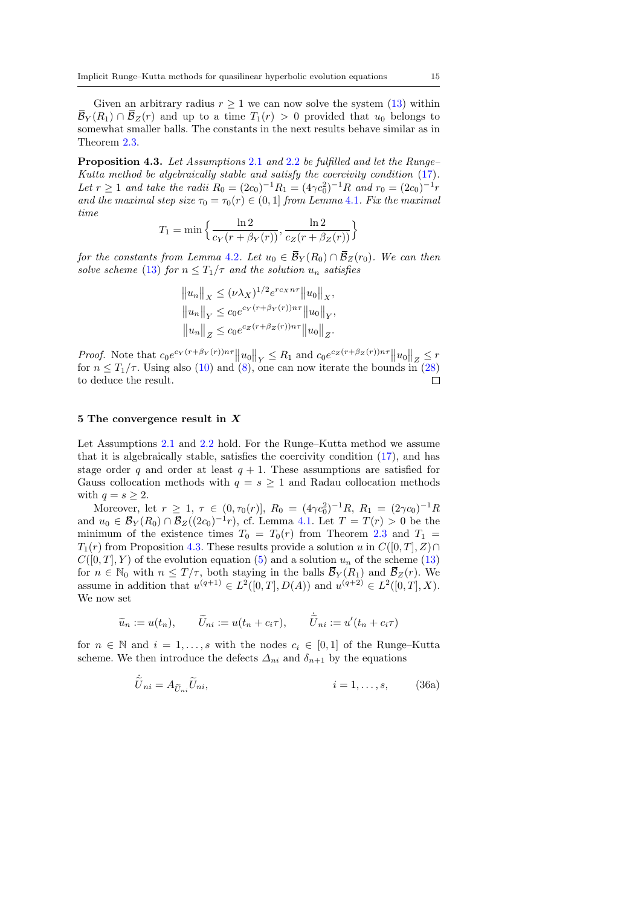Given an arbitrary radius $r \geq 1$ we can now solve the system (13) within $\overline{\mathcal{B}}_Y(R_1) \cap \overline{\mathcal{B}}_Z(r)$ and up to a time $T_1(r) > 0$ provided that $u_0$ belongs to somewhat smaller balls. The constants in the next results behave similar as in Theorem 2.3.

**Proposition 4.3.** *Let Assumptions 2.1 and 2.2 be fulfilled and let the Runge–Kutta method be algebraically stable and satisfy the coercivity condition (17). Let $r \geq 1$ and take the radii $R_0 = (2c_0)^{-1}R_1 = (4\gamma c_0^2)^{-1}R$ and $r_0 = (2c_0)^{-1}r$ and the maximal step size $\tau_0 = \tau_0(r) \in (0,1]$ from Lemma 4.1. Fix the maximal time*

$$T_1 = \min\Big\{ \frac{\ln 2}{c_Y(r+\beta_Y(r))}, \frac{\ln 2}{c_Z(r+\beta_Z(r))} \Big\}$$

*for the constants from Lemma 4.2. Let $u_0 \in \overline{\mathcal{B}}_Y(R_0) \cap \overline{\mathcal{B}}_Z(r_0)$. We can then solve scheme (13) for $n \leq T_1/\tau$ and the solution $u_n$ satisfies*

$$\begin{aligned}
\|u_n\|_X &\leq (\nu\lambda_X)^{1/2} e^{rc_X n\tau} \|u_0\|_X, \\
\|u_n\|_Y &\leq c_0 e^{c_Y(r+\beta_Y(r))n\tau} \|u_0\|_Y, \\
\|u_n\|_Z &\leq c_0 e^{c_Z(r+\beta_Z(r))n\tau} \|u_0\|_Z.
\end{aligned}$$

*Proof.* Note that $c_0 e^{c_Y(r+\beta_Y(r))n\tau}\|u_0\|_Y \leq R_1$ and $c_0 e^{c_Z(r+\beta_Z(r))n\tau}\|u_0\|_Z \leq r$ for $n \leq T_1/\tau$. Using also (10) and (8), one can now iterate the bounds in (28) to deduce the result. □

## 5 The convergence result in $X$

Let Assumptions 2.1 and 2.2 hold. For the Runge–Kutta method we assume that it is algebraically stable, satisfies the coercivity condition (17), and has stage order $q$ and order at least $q+1$. These assumptions are satisfied for Gauss collocation methods with $q = s \geq 1$ and Radau collocation methods with $q = s \geq 2$.

Moreover, let $r \geq 1$, $\tau \in (0, \tau_0(r)]$, $R_0 = (4\gamma c_0^2)^{-1}R$, $R_1 = (2\gamma c_0)^{-1}R$ and $u_0 \in \overline{\mathcal{B}}_Y(R_0) \cap \overline{\mathcal{B}}_Z((2c_0)^{-1}r)$, cf. Lemma 4.1. Let $T = T(r) > 0$ be the minimum of the existence times $T_0 = T_0(r)$ from Theorem 2.3 and $T_1 = T_1(r)$ from Proposition 4.3. These results provide a solution $u$ in $C([0,T],Z) \cap C([0,T],Y)$ of the evolution equation (5) and a solution $u_n$ of the scheme (13) for $n \in \mathbb{N}_0$ with $n \leq T/\tau$, both staying in the balls $\overline{\mathcal{B}}_Y(R_1)$ and $\overline{\mathcal{B}}_Z(r)$. We assume in addition that $u^{(q+1)} \in L^2([0,T],D(A))$ and $u^{(q+2)} \in L^2([0,T],X)$. We now set

$$\widetilde{u}_n := u(t_n), \qquad \widetilde{U}_{ni} := u(t_n + c_i\tau), \qquad \dot{\widetilde{U}}_{ni} := u'(t_n + c_i\tau)$$

for $n \in \mathbb{N}$ and $i = 1, \ldots, s$ with the nodes $c_i \in [0,1]$ of the Runge–Kutta scheme. We then introduce the defects $\Delta_{ni}$ and $\delta_{n+1}$ by the equations

$$\dot{\widetilde{U}}_{ni} = A_{\widetilde{U}_{ni}} \widetilde{U}_{ni}, \qquad\qquad i = 1, \ldots, s, \tag{36a}$$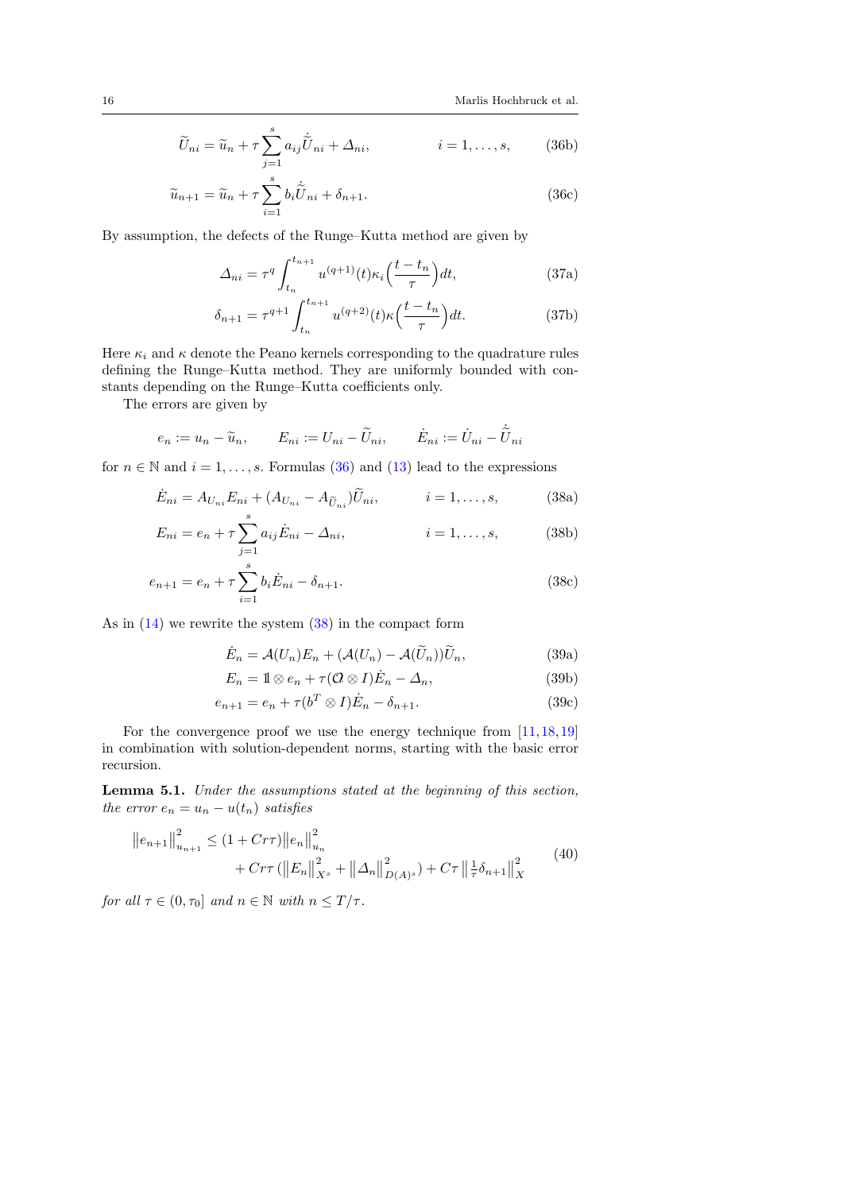$$\widetilde{U}_{ni} = \widetilde{u}_n + \tau \sum_{j=1}^{s} a_{ij} \dot{\widetilde{U}}_{ni} + \Delta_{ni}, \qquad i = 1, \ldots, s, \tag{36b}$$

$$\widetilde{u}_{n+1} = \widetilde{u}_n + \tau \sum_{i=1}^{s} b_i \dot{\widetilde{U}}_{ni} + \delta_{n+1}. \tag{36c}$$

By assumption, the defects of the Runge–Kutta method are given by

$$\Delta_{ni} = \tau^q \int_{t_n}^{t_{n+1}} u^{(q+1)}(t) \kappa_i\Big(\frac{t - t_n}{\tau}\Big) dt, \tag{37a}$$

$$\delta_{n+1} = \tau^{q+1} \int_{t_n}^{t_{n+1}} u^{(q+2)}(t) \kappa\Big(\frac{t - t_n}{\tau}\Big) dt. \tag{37b}$$

Here $\kappa_i$ and $\kappa$ denote the Peano kernels corresponding to the quadrature rules defining the Runge–Kutta method. They are uniformly bounded with constants depending on the Runge–Kutta coefficients only.

The errors are given by

$$e_n := u_n - \widetilde{u}_n, \qquad E_{ni} := U_{ni} - \widetilde{U}_{ni}, \qquad \dot{E}_{ni} := \dot{U}_{ni} - \dot{\widetilde{U}}_{ni}$$

for $n \in \mathbb{N}$ and $i = 1, \ldots, s$. Formulas (36) and (13) lead to the expressions

$$\dot{E}_{ni} = A_{U_{ni}} E_{ni} + (A_{U_{ni}} - A_{\widetilde{U}_{ni}}) \widetilde{U}_{ni}, \qquad i = 1, \ldots, s, \tag{38a}$$

$$E_{ni} = e_n + \tau \sum_{j=1}^{s} a_{ij} \dot{E}_{ni} - \Delta_{ni}, \qquad i = 1, \ldots, s, \tag{38b}$$

$$e_{n+1} = e_n + \tau \sum_{i=1}^{s} b_i \dot{E}_{ni} - \delta_{n+1}. \tag{38c}$$

As in (14) we rewrite the system (38) in the compact form

$$\dot{E}_n = \mathcal{A}(U_n) E_n + (\mathcal{A}(U_n) - \mathcal{A}(\widetilde{U}_n)) \widetilde{U}_n, \tag{39a}$$

$$E_n = \mathbb{1} \otimes e_n + \tau (\mathcal{O} \otimes I) \dot{E}_n - \Delta_n, \tag{39b}$$

$$e_{n+1} = e_n + \tau (b^T \otimes I) \dot{E}_n - \delta_{n+1}. \tag{39c}$$

For the convergence proof we use the energy technique from [11,18,19] in combination with solution-dependent norms, starting with the basic error recursion.

**Lemma 5.1.** *Under the assumptions stated at the beginning of this section, the error* $e_n = u_n - u(t_n)$ *satisfies*

$$\begin{aligned} \big\|e_{n+1}\big\|_{u_{n+1}}^2 &\le (1 + Cr\tau) \big\|e_n\big\|_{u_n}^2 \\ &\quad + Cr\tau \left( \big\|E_n\big\|_{X^s}^2 + \big\|\Delta_n\big\|_{D(A)^s}^2 \right) + C\tau \big\| \tfrac{1}{\tau} \delta_{n+1} \big\|_X^2 \end{aligned} \tag{40}$$

*for all* $\tau \in (0, \tau_0]$ *and* $n \in \mathbb{N}$ *with* $n \le T/\tau$.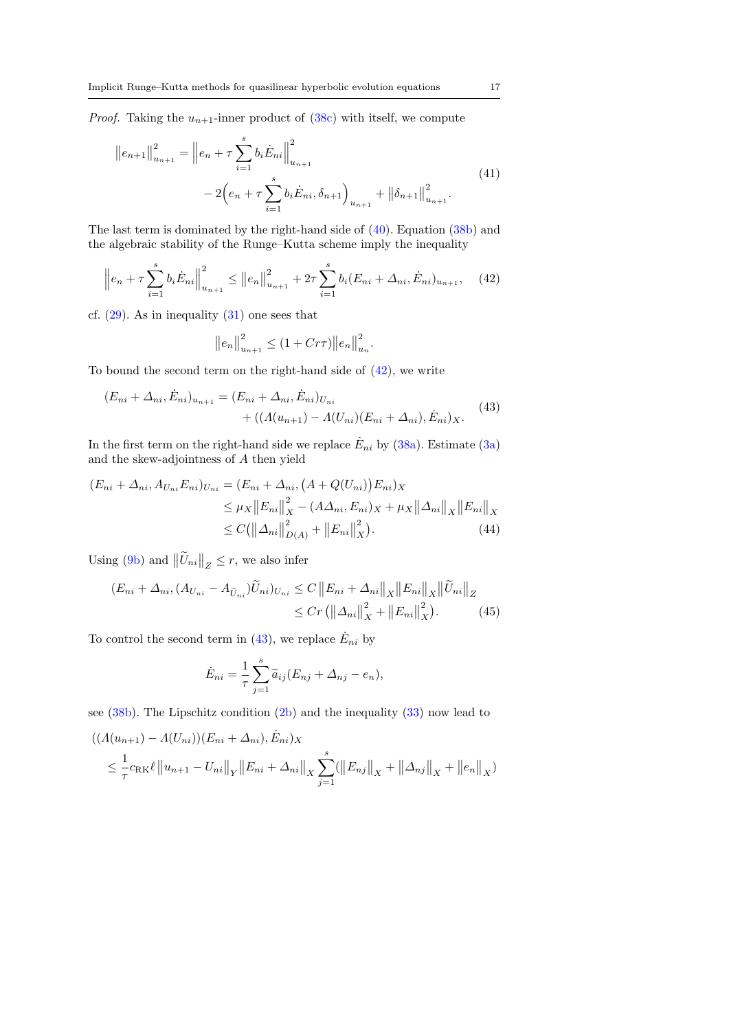*Proof.* Taking the $u_{n+1}$-inner product of (38c) with itself, we compute

$$
\begin{aligned}
\|e_{n+1}\|_{u_{n+1}}^2 = \Big\| e_n + \tau \sum_{i=1}^s b_i \dot{E}_{ni} \Big\|_{u_{n+1}}^2 \\
- 2\Big( e_n + \tau \sum_{i=1}^s b_i \dot{E}_{ni}, \delta_{n+1} \Big)_{u_{n+1}} + \|\delta_{n+1}\|_{u_{n+1}}^2 .
\end{aligned} \tag{41}
$$

The last term is dominated by the right-hand side of (40). Equation (38b) and the algebraic stability of the Runge–Kutta scheme imply the inequality

$$
\Big\| e_n + \tau \sum_{i=1}^s b_i \dot{E}_{ni} \Big\|_{u_{n+1}}^2 \le \|e_n\|_{u_{n+1}}^2 + 2\tau \sum_{i=1}^s b_i (E_{ni} + \Delta_{ni}, \dot{E}_{ni})_{u_{n+1}}, \tag{42}
$$

cf. (29). As in inequality (31) one sees that

$$
\|e_n\|_{u_{n+1}}^2 \le (1 + Cr\tau) \|e_n\|_{u_n}^2 .
$$

To bound the second term on the right-hand side of (42), we write

$$
\begin{aligned}
(E_{ni} + \Delta_{ni}, \dot{E}_{ni})_{u_{n+1}} = (E_{ni} + \Delta_{ni}, \dot{E}_{ni})_{U_{ni}} \\
+ ((\Lambda(u_{n+1}) - \Lambda(U_{ni})(E_{ni} + \Delta_{ni}), \dot{E}_{ni})_X .
\end{aligned} \tag{43}
$$

In the first term on the right-hand side we replace $\dot{E}_{ni}$ by (38a). Estimate (3a) and the skew-adjointness of $A$ then yield

$$
\begin{aligned}
(E_{ni} + \Delta_{ni}, A_{U_{ni}} E_{ni})_{U_{ni}} &= (E_{ni} + \Delta_{ni}, \big(A + Q(U_{ni})\big) E_{ni})_X \\
&\le \mu_X \|E_{ni}\|_X^2 - (A\Delta_{ni}, E_{ni})_X + \mu_X \|\Delta_{ni}\|_X \|E_{ni}\|_X \\
&\le C\big( \|\Delta_{ni}\|_{D(A)}^2 + \|E_{ni}\|_X^2 \big).
\end{aligned} \tag{44}
$$

Using (9b) and $\|\widetilde{U}_{ni}\|_Z \le r$, we also infer

$$
\begin{aligned}
(E_{ni} + \Delta_{ni}, (A_{U_{ni}} - A_{\widetilde{U}_{ni}}) \widetilde{U}_{ni})_{U_{ni}} &\le C \|E_{ni} + \Delta_{ni}\|_X \|E_{ni}\|_X \|\widetilde{U}_{ni}\|_Z \\
&\le Cr \big( \|\Delta_{ni}\|_X^2 + \|E_{ni}\|_X^2 \big).
\end{aligned} \tag{45}
$$

To control the second term in (43), we replace $\dot{E}_{ni}$ by

$$
\dot{E}_{ni} = \frac{1}{\tau} \sum_{j=1}^s \widetilde{a}_{ij} (E_{nj} + \Delta_{nj} - e_n),
$$

see (38b). The Lipschitz condition (2b) and the inequality (33) now lead to

$$
\begin{aligned}
&((\Lambda(u_{n+1}) - \Lambda(U_{ni}))(E_{ni} + \Delta_{ni}), \dot{E}_{ni})_X \\
&\quad \le \frac{1}{\tau} c_{\mathrm{RK}} \ell \|u_{n+1} - U_{ni}\|_Y \|E_{ni} + \Delta_{ni}\|_X \sum_{j=1}^s (\|E_{nj}\|_X + \|\Delta_{nj}\|_X + \|e_n\|_X)
\end{aligned}
$$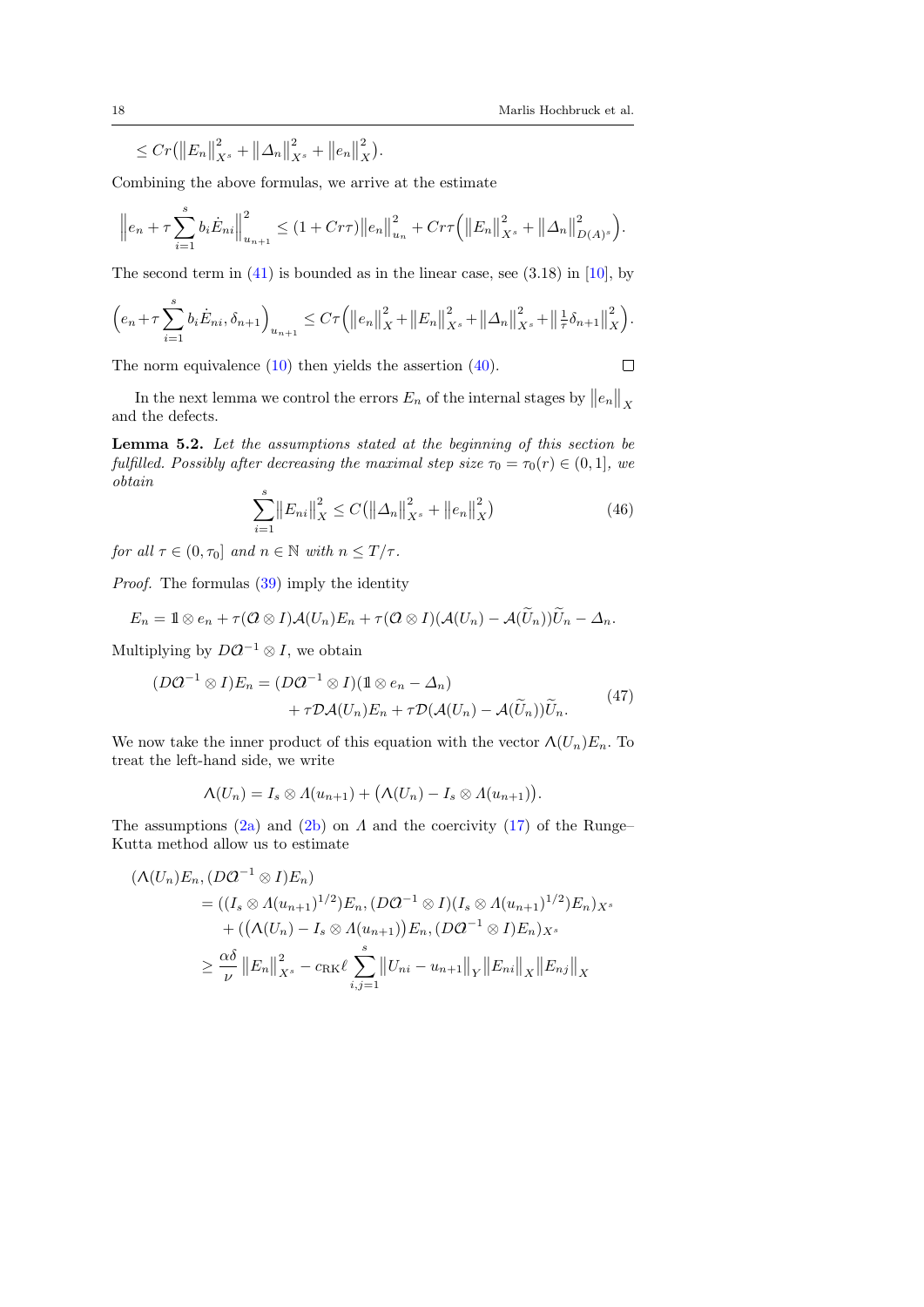$$\le Cr\big(\|E_n\|_{X^s}^2 + \|\varDelta_n\|_{X^s}^2 + \|e_n\|_X^2\big).$$

Combining the above formulas, we arrive at the estimate

$$\Big\|e_n + \tau\sum_{i=1}^s b_i \dot E_{ni}\Big\|_{u_{n+1}}^2 \le (1+Cr\tau)\|e_n\|_{u_n}^2 + Cr\tau\Big(\|E_n\|_{X^s}^2 + \|\varDelta_n\|_{D(A)^s}^2\Big).$$

The second term in (41) is bounded as in the linear case, see (3.18) in [10], by

$$\Big(e_n + \tau\sum_{i=1}^s b_i \dot E_{ni}, \delta_{n+1}\Big)_{u_{n+1}} \le C\tau\Big(\|e_n\|_X^2 + \|E_n\|_{X^s}^2 + \|\varDelta_n\|_{X^s}^2 + \|\tfrac{1}{\tau}\delta_{n+1}\|_X^2\Big).$$

The norm equivalence (10) then yields the assertion (40). $\square$

In the next lemma we control the errors $E_n$ of the internal stages by $\|e_n\|_X$ and the defects.

**Lemma 5.2.** *Let the assumptions stated at the beginning of this section be fulfilled. Possibly after decreasing the maximal step size $\tau_0 = \tau_0(r) \in (0,1]$, we obtain*

$$\sum_{i=1}^s \|E_{ni}\|_X^2 \le C\big(\|\varDelta_n\|_{X^s}^2 + \|e_n\|_X^2\big) \tag{46}$$

*for all $\tau \in (0,\tau_0]$ and $n \in \mathbb{N}$ with $n \le T/\tau$.*

*Proof.* The formulas (39) imply the identity

$$E_n = \mathbb{1}\otimes e_n + \tau(\mathcal{O}\!\!\!\!\!\!\;\;\mathcal{A}\otimes I)\mathcal{A}(U_n)E_n + \tau(\mathcal{O}\!\!\!\!\!\!\;\;\mathcal{A}\otimes I)(\mathcal{A}(U_n) - \mathcal{A}(\widetilde U_n))\widetilde U_n - \varDelta_n.$$

Multiplying by $D\mathcal{O}\!\!\!\!\!\!\;\;\mathcal{A}^{-1}\otimes I$, we obtain

$$\begin{aligned}(D\mathcal{O}\!\!\!\!\!\!\;\;\mathcal{A}^{-1}\otimes I)E_n &= (D\mathcal{O}\!\!\!\!\!\!\;\;\mathcal{A}^{-1}\otimes I)(\mathbb{1}\otimes e_n - \varDelta_n)\\ &\quad + \tau\mathcal{D}\mathcal{A}(U_n)E_n + \tau\mathcal{D}(\mathcal{A}(U_n) - \mathcal{A}(\widetilde U_n))\widetilde U_n.\end{aligned} \tag{47}$$

We now take the inner product of this equation with the vector $\Lambda(U_n)E_n$. To treat the left-hand side, we write

$$\Lambda(U_n) = I_s \otimes \Lambda(u_{n+1}) + \big(\Lambda(U_n) - I_s\otimes \Lambda(u_{n+1})\big).$$

The assumptions (2a) and (2b) on $\Lambda$ and the coercivity (17) of the Runge–Kutta method allow us to estimate

$$\begin{aligned}(\Lambda(U_n)E_n, (D\mathcal{O}\!\!\!\!\!\!\;\;\mathcal{A}^{-1}\otimes I)E_n) &= ((I_s\otimes\Lambda(u_{n+1})^{1/2})E_n, (D\mathcal{O}\!\!\!\!\!\!\;\;\mathcal{A}^{-1}\otimes I)(I_s\otimes \Lambda(u_{n+1})^{1/2})E_n)_{X^s}\\ &\quad + (\big(\Lambda(U_n) - I_s\otimes\Lambda(u_{n+1})\big)E_n, (D\mathcal{O}\!\!\!\!\!\!\;\;\mathcal{A}^{-1}\otimes I)E_n)_{X^s}\\ &\ge \frac{\alpha\delta}{\nu}\|E_n\|_{X^s}^2 - c_{\mathrm{RK}}\ell\sum_{i,j=1}^s \|U_{ni} - u_{n+1}\|_Y\|E_{ni}\|_X\|E_{nj}\|_X\end{aligned}$$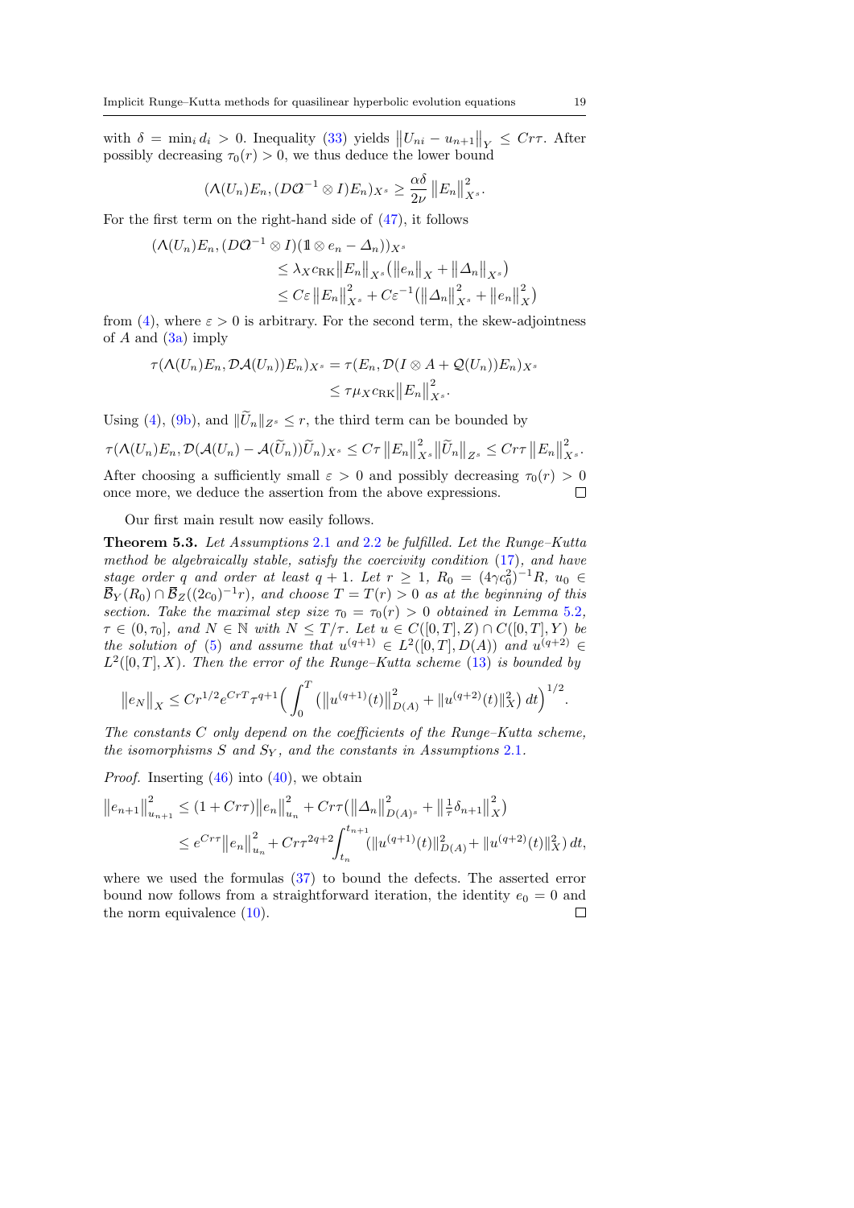with $\delta = \min_i d_i > 0$. Inequality (33) yields $\|U_{ni} - u_{n+1}\|_Y \le Cr\tau$. After possibly decreasing $\tau_0(r) > 0$, we thus deduce the lower bound

$$(\Lambda(U_n)E_n, (D\mathcal{O}^{-1} \otimes I)E_n)_{X^s} \ge \frac{\alpha\delta}{2\nu} \|E_n\|_{X^s}^2.$$

For the first term on the right-hand side of (47), it follows

$$\begin{aligned}
(\Lambda(U_n)E_n, (D\mathcal{O}^{-1} &\otimes I)(\mathbb{1} \otimes e_n - \Delta_n))_{X^s} \\
&\le \lambda_X c_{\mathrm{RK}} \|E_n\|_{X^s} \big(\|e_n\|_X + \|\Delta_n\|_{X^s}\big) \\
&\le C\varepsilon \|E_n\|_{X^s}^2 + C\varepsilon^{-1}\big(\|\Delta_n\|_{X^s}^2 + \|e_n\|_X^2\big)
\end{aligned}$$

from (4), where $\varepsilon > 0$ is arbitrary. For the second term, the skew-adjointness of $A$ and (3a) imply

$$\begin{aligned}
\tau(\Lambda(U_n)E_n, \mathcal{D}\mathcal{A}(U_n))E_n)_{X^s} &= \tau(E_n, \mathcal{D}(I \otimes A + \mathcal{Q}(U_n))E_n)_{X^s} \\
&\le \tau\mu_X c_{\mathrm{RK}} \|E_n\|_{X^s}^2.
\end{aligned}$$

Using (4), (9b), and $\|\widetilde{U}_n\|_{Z^s} \le r$, the third term can be bounded by

$$\tau(\Lambda(U_n)E_n, \mathcal{D}(\mathcal{A}(U_n) - \mathcal{A}(\widetilde{U}_n))\widetilde{U}_n)_{X^s} \le C\tau \|E_n\|_{X^s}^2 \|\widetilde{U}_n\|_{Z^s} \le Cr\tau \|E_n\|_{X^s}^2.$$

After choosing a sufficiently small $\varepsilon > 0$ and possibly decreasing $\tau_0(r) > 0$ once more, we deduce the assertion from the above expressions. □

Our first main result now easily follows.

**Theorem 5.3.** *Let Assumptions 2.1 and 2.2 be fulfilled. Let the Runge–Kutta method be algebraically stable, satisfy the coercivity condition (17), and have stage order $q$ and order at least $q+1$. Let $r \ge 1$, $R_0 = (4\gamma c_0^2)^{-1}R$, $u_0 \in \overline{\mathcal{B}}_Y(R_0) \cap \overline{\mathcal{B}}_Z((2c_0)^{-1}r)$, and choose $T = T(r) > 0$ as at the beginning of this section. Take the maximal step size $\tau_0 = \tau_0(r) > 0$ obtained in Lemma 5.2, $\tau \in (0, \tau_0]$, and $N \in \mathbb{N}$ with $N \le T/\tau$. Let $u \in C([0,T], Z) \cap C([0,T], Y)$ be the solution of (5) and assume that $u^{(q+1)} \in L^2([0,T], D(A))$ and $u^{(q+2)} \in L^2([0,T], X)$. Then the error of the Runge–Kutta scheme (13) is bounded by*

$$\|e_N\|_X \le Cr^{1/2} e^{CrT} \tau^{q+1} \Big( \int_0^T \big(\|u^{(q+1)}(t)\|_{D(A)}^2 + \|u^{(q+2)}(t)\|_X^2\big)\, dt\Big)^{1/2}.$$

*The constants $C$ only depend on the coefficients of the Runge–Kutta scheme, the isomorphisms $S$ and $S_Y$, and the constants in Assumptions 2.1.*

*Proof.* Inserting (46) into (40), we obtain

$$\begin{aligned}
\|e_{n+1}\|_{u_{n+1}}^2 &\le (1 + Cr\tau)\|e_n\|_{u_n}^2 + Cr\tau\big(\|\Delta_n\|_{D(A)^s}^2 + \|\tfrac{1}{\tau}\delta_{n+1}\|_X^2\big) \\
&\le e^{Cr\tau}\|e_n\|_{u_n}^2 + Cr\tau^{2q+2}\int_{t_n}^{t_{n+1}} (\|u^{(q+1)}(t)\|_{D(A)}^2 + \|u^{(q+2)}(t)\|_X^2)\, dt,
\end{aligned}$$

where we used the formulas (37) to bound the defects. The asserted error bound now follows from a straightforward iteration, the identity $e_0 = 0$ and the norm equivalence (10). □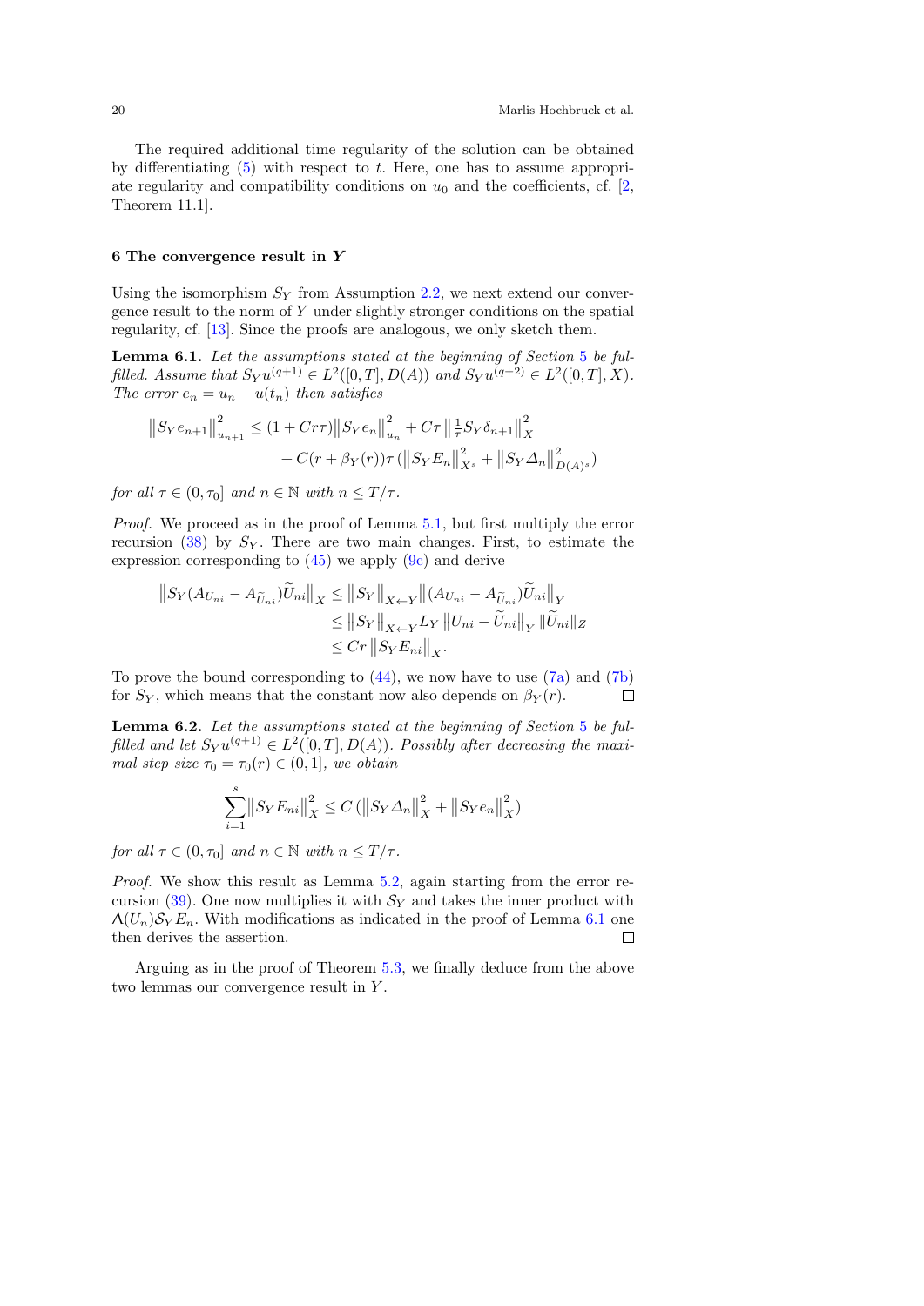The required additional time regularity of the solution can be obtained by differentiating (5) with respect to $t$. Here, one has to assume appropriate regularity and compatibility conditions on $u_0$ and the coefficients, cf. [2, Theorem 11.1].

## 6 The convergence result in $Y$

Using the isomorphism $S_Y$ from Assumption 2.2, we next extend our convergence result to the norm of $Y$ under slightly stronger conditions on the spatial regularity, cf. [13]. Since the proofs are analogous, we only sketch them.

**Lemma 6.1.** *Let the assumptions stated at the beginning of Section 5 be fulfilled. Assume that $S_Y u^{(q+1)} \in L^2([0,T], D(A))$ and $S_Y u^{(q+2)} \in L^2([0,T], X)$. The error $e_n = u_n - u(t_n)$ then satisfies*

$$
\begin{aligned}
\big\|S_Y e_{n+1}\big\|_{u_{n+1}}^2 \le (1 + Cr\tau)\big\|S_Y e_n\big\|_{u_n}^2 + C\tau\,\big\|\tfrac{1}{\tau} S_Y \delta_{n+1}\big\|_X^2 \\
+ C(r + \beta_Y(r))\tau\,(\big\|S_Y E_n\big\|_{X^s}^2 + \big\|S_Y \Delta_n\big\|_{D(A)^s}^2)
\end{aligned}
$$

*for all $\tau \in (0, \tau_0]$ and $n \in \mathbb{N}$ with $n \le T/\tau$.*

*Proof.* We proceed as in the proof of Lemma 5.1, but first multiply the error recursion (38) by $S_Y$. There are two main changes. First, to estimate the expression corresponding to (45) we apply (9c) and derive

$$
\begin{aligned}
\big\|S_Y(A_{U_{ni}} - A_{\widetilde{U}_{ni}})\widetilde{U}_{ni}\big\|_X &\le \big\|S_Y\big\|_{X\leftarrow Y}\big\|(A_{U_{ni}} - A_{\widetilde{U}_{ni}})\widetilde{U}_{ni}\big\|_Y \\
&\le \big\|S_Y\big\|_{X\leftarrow Y} L_Y\,\big\|U_{ni} - \widetilde{U}_{ni}\big\|_Y\,\|\widetilde{U}_{ni}\|_Z \\
&\le Cr\,\big\|S_Y E_{ni}\big\|_X.
\end{aligned}
$$

To prove the bound corresponding to (44), we now have to use (7a) and (7b) for $S_Y$, which means that the constant now also depends on $\beta_Y(r)$. ◻

**Lemma 6.2.** *Let the assumptions stated at the beginning of Section 5 be fulfilled and let $S_Y u^{(q+1)} \in L^2([0,T], D(A))$. Possibly after decreasing the maximal step size $\tau_0 = \tau_0(r) \in (0,1]$, we obtain*

$$
\sum_{i=1}^{s}\big\|S_Y E_{ni}\big\|_X^2 \le C\,(\big\|S_Y \Delta_n\big\|_X^2 + \big\|S_Y e_n\big\|_X^2)
$$

*for all $\tau \in (0, \tau_0]$ and $n \in \mathbb{N}$ with $n \le T/\tau$.*

*Proof.* We show this result as Lemma 5.2, again starting from the error recursion (39). One now multiplies it with $\mathcal{S}_Y$ and takes the inner product with $\Lambda(U_n)\mathcal{S}_Y E_n$. With modifications as indicated in the proof of Lemma 6.1 one then derives the assertion. ◻

Arguing as in the proof of Theorem 5.3, we finally deduce from the above two lemmas our convergence result in $Y$.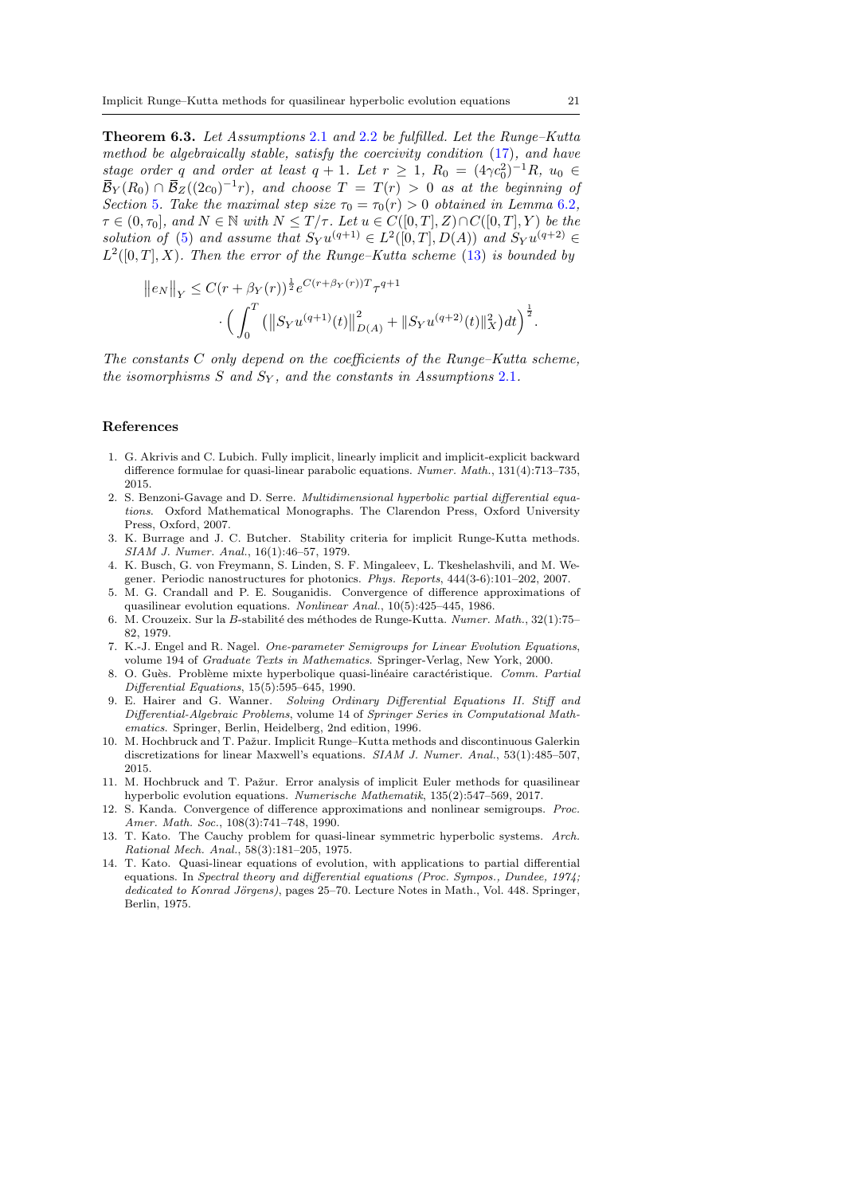**Theorem 6.3.** *Let Assumptions 2.1 and 2.2 be fulfilled. Let the Runge–Kutta method be algebraically stable, satisfy the coercivity condition (17), and have stage order $q$ and order at least $q+1$. Let $r \geq 1$, $R_0 = (4\gamma c_0^2)^{-1}R$, $u_0 \in \overline{\mathcal{B}}_Y(R_0) \cap \overline{\mathcal{B}}_Z((2c_0)^{-1}r)$, and choose $T = T(r) > 0$ as at the beginning of Section 5. Take the maximal step size $\tau_0 = \tau_0(r) > 0$ obtained in Lemma 6.2, $\tau \in (0, \tau_0]$, and $N \in \mathbb{N}$ with $N \leq T/\tau$. Let $u \in C([0,T], Z) \cap C([0,T], Y)$ be the solution of (5) and assume that $S_Y u^{(q+1)} \in L^2([0,T], D(A))$ and $S_Y u^{(q+2)} \in L^2([0,T], X)$. Then the error of the Runge–Kutta scheme (13) is bounded by*

$$\left\| e_N \right\|_Y \leq C(r + \beta_Y(r))^{\frac{1}{2}} e^{C(r+\beta_Y(r))T} \tau^{q+1} \cdot \Big( \int_0^T \left( \left\| S_Y u^{(q+1)}(t) \right\|_{D(A)}^2 + \| S_Y u^{(q+2)}(t) \|_X^2 \right) dt \Big)^{\frac{1}{2}}.$$

*The constants $C$ only depend on the coefficients of the Runge–Kutta scheme, the isomorphisms $S$ and $S_Y$, and the constants in Assumptions 2.1.*

## References

1. G. Akrivis and C. Lubich. Fully implicit, linearly implicit and implicit-explicit backward difference formulae for quasi-linear parabolic equations. *Numer. Math.*, 131(4):713–735, 2015.
2. S. Benzoni-Gavage and D. Serre. *Multidimensional hyperbolic partial differential equations*. Oxford Mathematical Monographs. The Clarendon Press, Oxford University Press, Oxford, 2007.
3. K. Burrage and J. C. Butcher. Stability criteria for implicit Runge-Kutta methods. *SIAM J. Numer. Anal.*, 16(1):46–57, 1979.
4. K. Busch, G. von Freymann, S. Linden, S. F. Mingaleev, L. Tkeshelashvili, and M. Wegener. Periodic nanostructures for photonics. *Phys. Reports*, 444(3-6):101–202, 2007.
5. M. G. Crandall and P. E. Souganidis. Convergence of difference approximations of quasilinear evolution equations. *Nonlinear Anal.*, 10(5):425–445, 1986.
6. M. Crouzeix. Sur la *B*-stabilité des méthodes de Runge-Kutta. *Numer. Math.*, 32(1):75–82, 1979.
7. K.-J. Engel and R. Nagel. *One-parameter Semigroups for Linear Evolution Equations*, volume 194 of *Graduate Texts in Mathematics*. Springer-Verlag, New York, 2000.
8. O. Guès. Problème mixte hyperbolique quasi-linéaire caractéristique. *Comm. Partial Differential Equations*, 15(5):595–645, 1990.
9. E. Hairer and G. Wanner. *Solving Ordinary Differential Equations II. Stiff and Differential-Algebraic Problems*, volume 14 of *Springer Series in Computational Mathematics*. Springer, Berlin, Heidelberg, 2nd edition, 1996.
10. M. Hochbruck and T. Pažur. Implicit Runge–Kutta methods and discontinuous Galerkin discretizations for linear Maxwell's equations. *SIAM J. Numer. Anal.*, 53(1):485–507, 2015.
11. M. Hochbruck and T. Pažur. Error analysis of implicit Euler methods for quasilinear hyperbolic evolution equations. *Numerische Mathematik*, 135(2):547–569, 2017.
12. S. Kanda. Convergence of difference approximations and nonlinear semigroups. *Proc. Amer. Math. Soc.*, 108(3):741–748, 1990.
13. T. Kato. The Cauchy problem for quasi-linear symmetric hyperbolic systems. *Arch. Rational Mech. Anal.*, 58(3):181–205, 1975.
14. T. Kato. Quasi-linear equations of evolution, with applications to partial differential equations. In *Spectral theory and differential equations (Proc. Sympos., Dundee, 1974; dedicated to Konrad Jörgens)*, pages 25–70. Lecture Notes in Math., Vol. 448. Springer, Berlin, 1975.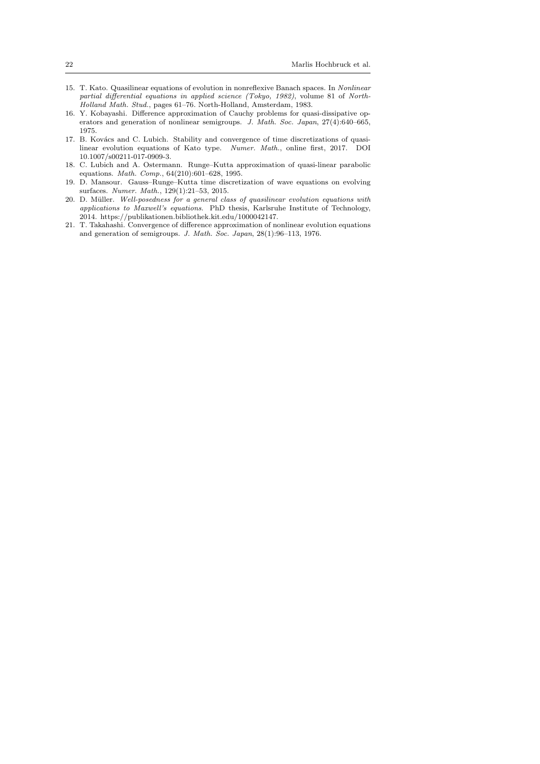15. T. Kato. Quasilinear equations of evolution in nonreflexive Banach spaces. In *Nonlinear partial differential equations in applied science (Tokyo, 1982)*, volume 81 of *North-Holland Math. Stud.*, pages 61–76. North-Holland, Amsterdam, 1983.
16. Y. Kobayashi. Difference approximation of Cauchy problems for quasi-dissipative operators and generation of nonlinear semigroups. *J. Math. Soc. Japan*, 27(4):640–665, 1975.
17. B. Kovács and C. Lubich. Stability and convergence of time discretizations of quasi-linear evolution equations of Kato type. *Numer. Math.*, online first, 2017. DOI 10.1007/s00211-017-0909-3.
18. C. Lubich and A. Ostermann. Runge–Kutta approximation of quasi-linear parabolic equations. *Math. Comp.*, 64(210):601–628, 1995.
19. D. Mansour. Gauss–Runge–Kutta time discretization of wave equations on evolving surfaces. *Numer. Math.*, 129(1):21–53, 2015.
20. D. Müller. *Well-posedness for a general class of quasilinear evolution equations with applications to Maxwell's equations*. PhD thesis, Karlsruhe Institute of Technology, 2014. https://publikationen.bibliothek.kit.edu/1000042147.
21. T. Takahashi. Convergence of difference approximation of nonlinear evolution equations and generation of semigroups. *J. Math. Soc. Japan*, 28(1):96–113, 1976.